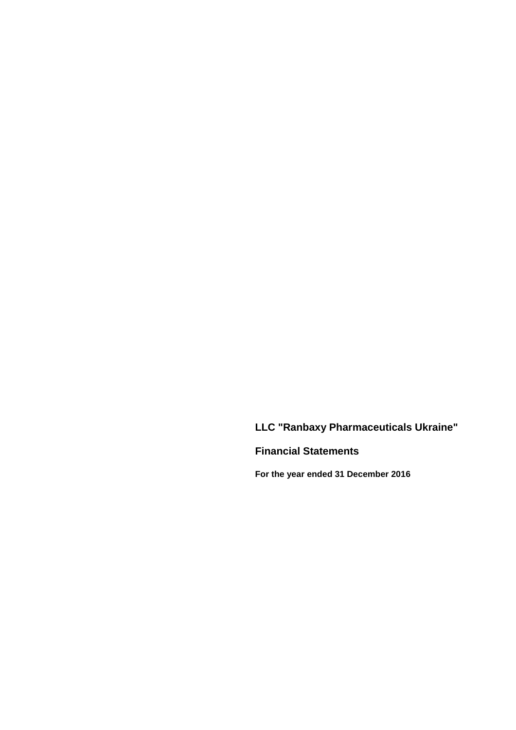# LLC "Ranbaxy Pharmaceuticals Ukraine"

## Financial Statements

**For the year ended 31 December 2016**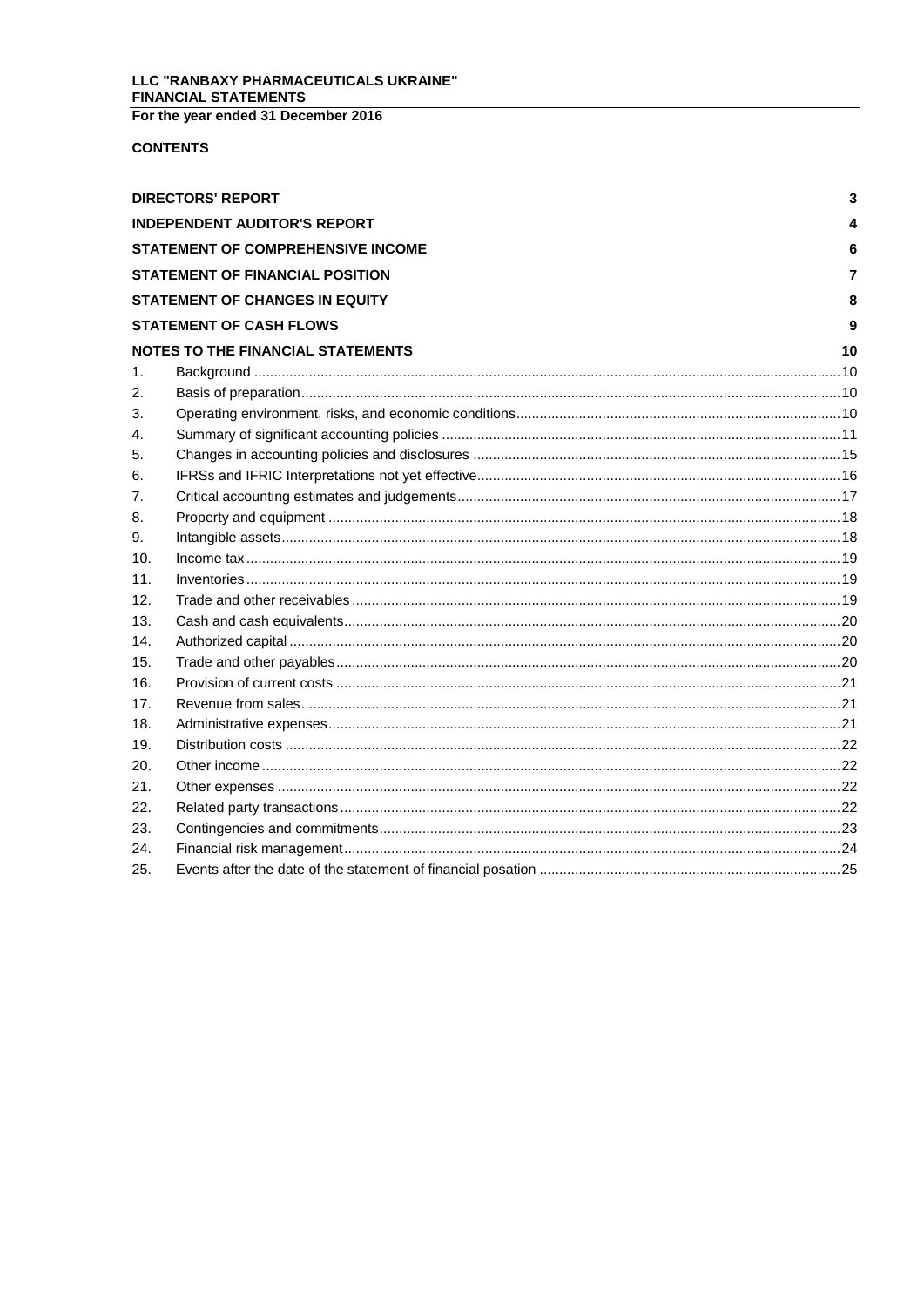LLC "RANBAXY PHARMACEUTICALS UKRAINE"
FINANCIAL STATEMENTS
For the year ended 31 December 2016

**CONTENTS**

| | | |
|---|---|---|
| **DIRECTORS' REPORT** | | **3** |
| **INDEPENDENT AUDITOR'S REPORT** | | **4** |
| **STATEMENT OF COMPREHENSIVE INCOME** | | **6** |
| **STATEMENT OF FINANCIAL POSITION** | | **7** |
| **STATEMENT OF CHANGES IN EQUITY** | | **8** |
| **STATEMENT OF CASH FLOWS** | | **9** |
| **NOTES TO THE FINANCIAL STATEMENTS** | | **10** |
| 1. | Background | 10 |
| 2. | Basis of preparation | 10 |
| 3. | Operating environment, risks, and economic conditions | 10 |
| 4. | Summary of significant accounting policies | 11 |
| 5. | Changes in accounting policies and disclosures | 15 |
| 6. | IFRSs and IFRIC Interpretations not yet effective | 16 |
| 7. | Critical accounting estimates and judgements | 17 |
| 8. | Property and equipment | 18 |
| 9. | Intangible assets | 18 |
| 10. | Income tax | 19 |
| 11. | Inventories | 19 |
| 12. | Trade and other receivables | 19 |
| 13. | Cash and cash equivalents | 20 |
| 14. | Authorized capital | 20 |
| 15. | Trade and other payables | 20 |
| 16. | Provision of current costs | 21 |
| 17. | Revenue from sales | 21 |
| 18. | Administrative expenses | 21 |
| 19. | Distribution costs | 22 |
| 20. | Other income | 22 |
| 21. | Other expenses | 22 |
| 22. | Related party transactions | 22 |
| 23. | Contingencies and commitments | 23 |
| 24. | Financial risk management | 24 |
| 25. | Events after the date of the statement of financial posation | 25 |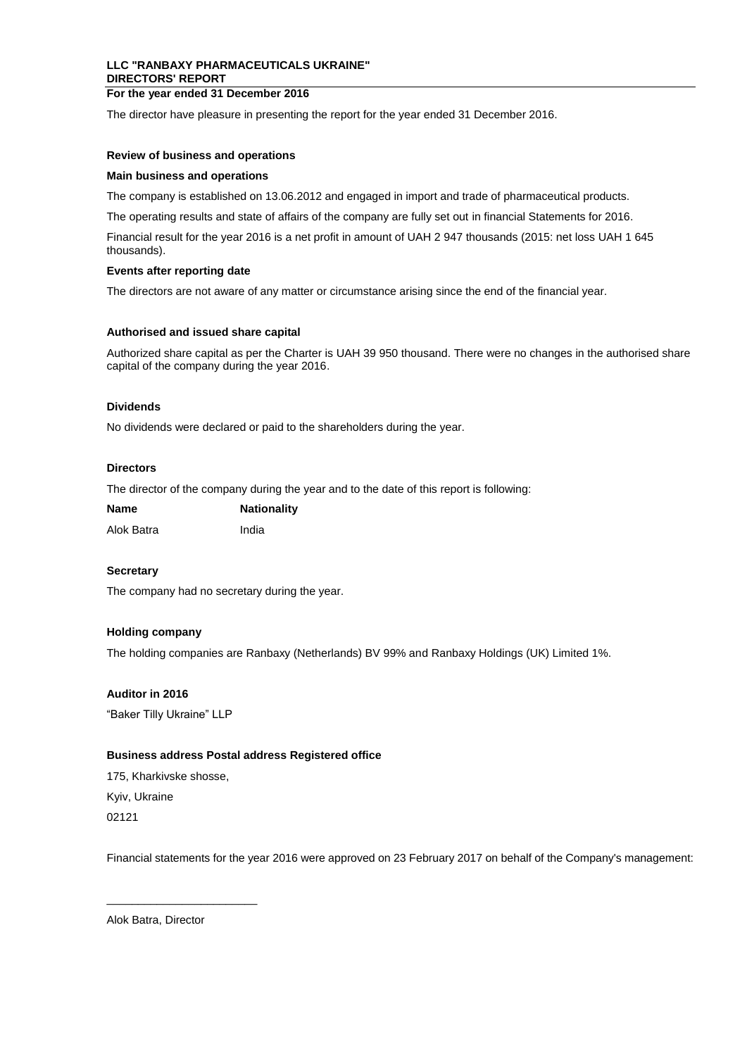**LLC "RANBAXY PHARMACEUTICALS UKRAINE"**
**DIRECTORS' REPORT**
**For the year ended 31 December 2016**

The director have pleasure in presenting the report for the year ended 31 December 2016.

**Review of business and operations**

**Main business and operations**

The company is established on 13.06.2012 and engaged in import and trade of pharmaceutical products.

The operating results and state of affairs of the company are fully set out in financial Statements for 2016.

Financial result for the year 2016 is a net profit in amount of UAH 2 947 thousands (2015: net loss UAH 1 645 thousands).

**Events after reporting date**

The directors are not aware of any matter or circumstance arising since the end of the financial year.

**Authorised and issued share capital**

Authorized share capital as per the Charter is UAH 39 950 thousand. There were no changes in the authorised share capital of the company during the year 2016.

**Dividends**

No dividends were declared or paid to the shareholders during the year.

**Directors**

The director of the company during the year and to the date of this report is following:

| **Name** | **Nationality** |
|---|---|
| Alok Batra | India |

**Secretary**

The company had no secretary during the year.

**Holding company**

The holding companies are Ranbaxy (Netherlands) BV 99% and Ranbaxy Holdings (UK) Limited 1%.

**Auditor in 2016**

"Baker Tilly Ukraine" LLP

**Business address Postal address Registered office**

175, Kharkivske shosse,

Kyiv, Ukraine

02121

Financial statements for the year 2016 were approved on 23 February 2017 on behalf of the Company's management:

\_\_\_\_\_\_\_\_\_\_\_\_\_\_\_\_\_\_\_\_\_\_\_\_

Alok Batra, Director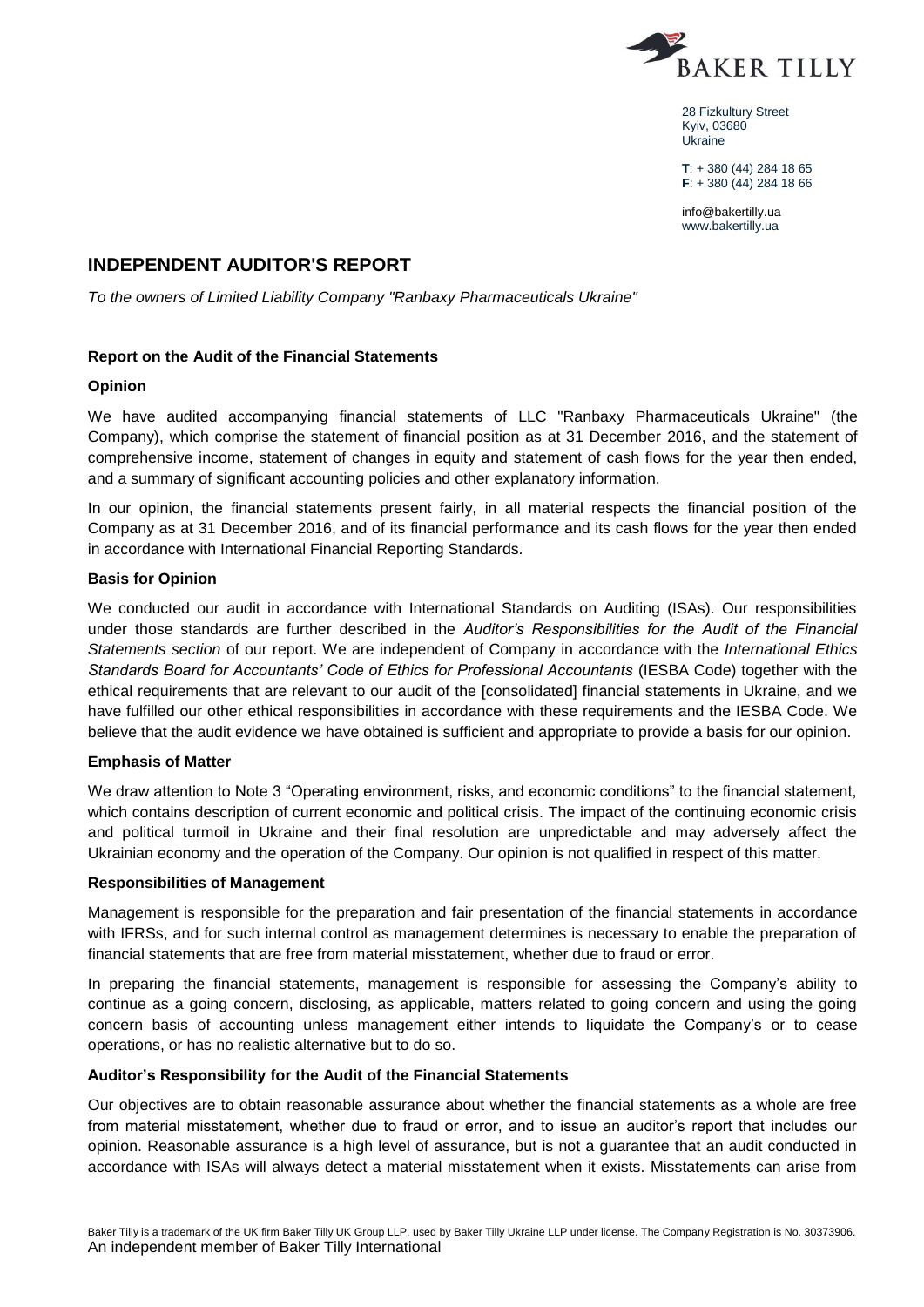28 Fizkultury Street
Kyiv, 03680
Ukraine

**T**: + 380 (44) 284 18 65
**F**: + 380 (44) 284 18 66

info@bakertilly.ua
www.bakertilly.ua

# INDEPENDENT AUDITOR'S REPORT

*To the owners of Limited Liability Company "Ranbaxy Pharmaceuticals Ukraine"*

### Report on the Audit of the Financial Statements

### Opinion

We have audited accompanying financial statements of LLC "Ranbaxy Pharmaceuticals Ukraine" (the Company), which comprise the statement of financial position as at 31 December 2016, and the statement of comprehensive income, statement of changes in equity and statement of cash flows for the year then ended, and a summary of significant accounting policies and other explanatory information.

In our opinion, the financial statements present fairly, in all material respects the financial position of the Company as at 31 December 2016, and of its financial performance and its cash flows for the year then ended in accordance with International Financial Reporting Standards.

### Basis for Opinion

We conducted our audit in accordance with International Standards on Auditing (ISAs). Our responsibilities under those standards are further described in the *Auditor's Responsibilities for the Audit of the Financial Statements section* of our report. We are independent of Company in accordance with the *International Ethics Standards Board for Accountants' Code of Ethics for Professional Accountants* (IESBA Code) together with the ethical requirements that are relevant to our audit of the [consolidated] financial statements in Ukraine, and we have fulfilled our other ethical responsibilities in accordance with these requirements and the IESBA Code. We believe that the audit evidence we have obtained is sufficient and appropriate to provide a basis for our opinion.

### Emphasis of Matter

We draw attention to Note 3 "Operating environment, risks, and economic conditions" to the financial statement, which contains description of current economic and political crisis. The impact of the continuing economic crisis and political turmoil in Ukraine and their final resolution are unpredictable and may adversely affect the Ukrainian economy and the operation of the Company. Our opinion is not qualified in respect of this matter.

### Responsibilities of Management

Management is responsible for the preparation and fair presentation of the financial statements in accordance with IFRSs, and for such internal control as management determines is necessary to enable the preparation of financial statements that are free from material misstatement, whether due to fraud or error.

In preparing the financial statements, management is responsible for assessing the Company's ability to continue as a going concern, disclosing, as applicable, matters related to going concern and using the going concern basis of accounting unless management either intends to liquidate the Company's or to cease operations, or has no realistic alternative but to do so.

### Auditor's Responsibility for the Audit of the Financial Statements

Our objectives are to obtain reasonable assurance about whether the financial statements as a whole are free from material misstatement, whether due to fraud or error, and to issue an auditor's report that includes our opinion. Reasonable assurance is a high level of assurance, but is not a guarantee that an audit conducted in accordance with ISAs will always detect a material misstatement when it exists. Misstatements can arise from

Baker Tilly is a trademark of the UK firm Baker Tilly UK Group LLP, used by Baker Tilly Ukraine LLP under license. The Company Registration is No. 30373906.
An independent member of Baker Tilly International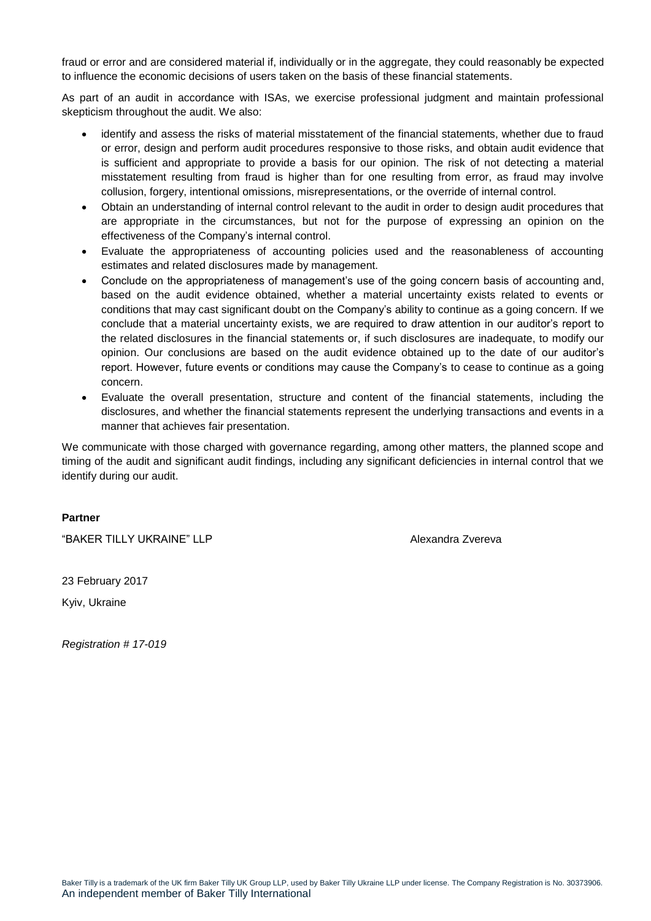fraud or error and are considered material if, individually or in the aggregate, they could reasonably be expected to influence the economic decisions of users taken on the basis of these financial statements.

As part of an audit in accordance with ISAs, we exercise professional judgment and maintain professional skepticism throughout the audit. We also:

- identify and assess the risks of material misstatement of the financial statements, whether due to fraud or error, design and perform audit procedures responsive to those risks, and obtain audit evidence that is sufficient and appropriate to provide a basis for our opinion. The risk of not detecting a material misstatement resulting from fraud is higher than for one resulting from error, as fraud may involve collusion, forgery, intentional omissions, misrepresentations, or the override of internal control.
- Obtain an understanding of internal control relevant to the audit in order to design audit procedures that are appropriate in the circumstances, but not for the purpose of expressing an opinion on the effectiveness of the Company's internal control.
- Evaluate the appropriateness of accounting policies used and the reasonableness of accounting estimates and related disclosures made by management.
- Conclude on the appropriateness of management's use of the going concern basis of accounting and, based on the audit evidence obtained, whether a material uncertainty exists related to events or conditions that may cast significant doubt on the Company's ability to continue as a going concern. If we conclude that a material uncertainty exists, we are required to draw attention in our auditor's report to the related disclosures in the financial statements or, if such disclosures are inadequate, to modify our opinion. Our conclusions are based on the audit evidence obtained up to the date of our auditor's report. However, future events or conditions may cause the Company's to cease to continue as a going concern.
- Evaluate the overall presentation, structure and content of the financial statements, including the disclosures, and whether the financial statements represent the underlying transactions and events in a manner that achieves fair presentation.

We communicate with those charged with governance regarding, among other matters, the planned scope and timing of the audit and significant audit findings, including any significant deficiencies in internal control that we identify during our audit.

**Partner**

"BAKER TILLY UKRAINE" LLP Alexandra Zvereva

23 February 2017

Kyiv, Ukraine

*Registration # 17-019*

Baker Tilly is a trademark of the UK firm Baker Tilly UK Group LLP, used by Baker Tilly Ukraine LLP under license. The Company Registration is No. 30373906.
An independent member of Baker Tilly International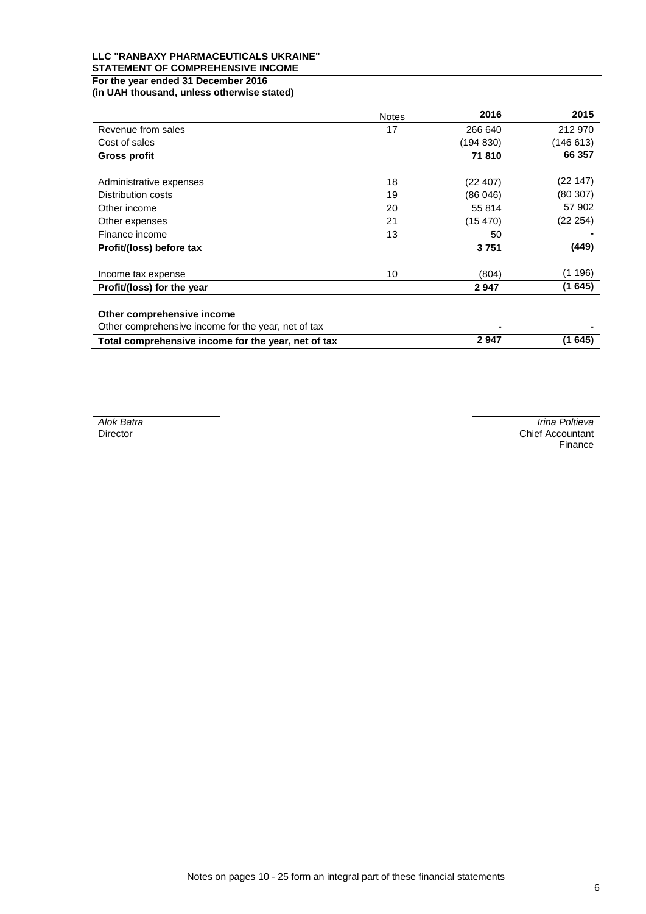**LLC "RANBAXY PHARMACEUTICALS UKRAINE"**
**STATEMENT OF COMPREHENSIVE INCOME**
**For the year ended 31 December 2016**
**(in UAH thousand, unless otherwise stated)**

| | Notes | 2016 | 2015 |
|---|---|---|---|
| Revenue from sales | 17 | 266 640 | 212 970 |
| Cost of sales | | (194 830) | (146 613) |
| **Gross profit** | | **71 810** | **66 357** |
| | | | |
| Administrative expenses | 18 | (22 407) | (22 147) |
| Distribution costs | 19 | (86 046) | (80 307) |
| Other income | 20 | 55 814 | 57 902 |
| Other expenses | 21 | (15 470) | (22 254) |
| Finance income | 13 | 50 | - |
| **Profit/(loss) before tax** | | **3 751** | **(449)** |
| | | | |
| Income tax expense | 10 | (804) | (1 196) |
| **Profit/(loss) for the year** | | **2 947** | **(1 645)** |
| | | | |
| **Other comprehensive income** | | | |
| Other comprehensive income for the year, net of tax | | **-** | **-** |
| **Total comprehensive income for the year, net of tax** | | **2 947** | **(1 645)** |

*Alok Batra*
Director

*Irina Poltieva*
Chief Accountant
Finance

Notes on pages 10 - 25 form an integral part of these financial statements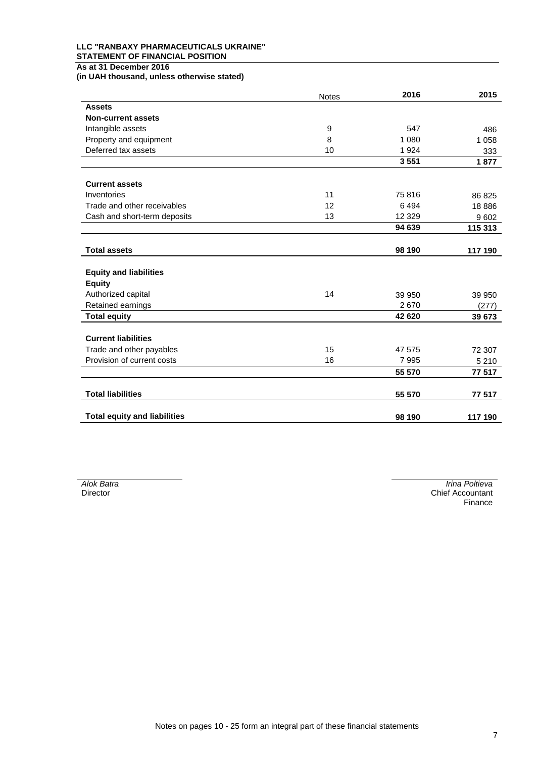**LLC "RANBAXY PHARMACEUTICALS UKRAINE"**
**STATEMENT OF FINANCIAL POSITION**
**As at 31 December 2016**
**(in UAH thousand, unless otherwise stated)**

| | Notes | 2016 | 2015 |
|---|---|---|---|
| **Assets** | | | |
| **Non-current assets** | | | |
| Intangible assets | 9 | 547 | 486 |
| Property and equipment | 8 | 1 080 | 1 058 |
| Deferred tax assets | 10 | 1 924 | 333 |
| | | **3 551** | **1 877** |
| **Current assets** | | | |
| Inventories | 11 | 75 816 | 86 825 |
| Trade and other receivables | 12 | 6 494 | 18 886 |
| Cash and short-term deposits | 13 | 12 329 | 9 602 |
| | | **94 639** | **115 313** |
| **Total assets** | | **98 190** | **117 190** |
| **Equity and liabilities** | | | |
| **Equity** | | | |
| Authorized capital | 14 | 39 950 | 39 950 |
| Retained earnings | | 2 670 | (277) |
| **Total equity** | | **42 620** | **39 673** |
| **Current liabilities** | | | |
| Trade and other payables | 15 | 47 575 | 72 307 |
| Provision of current costs | 16 | 7 995 | 5 210 |
| | | **55 570** | **77 517** |
| **Total liabilities** | | **55 570** | **77 517** |
| **Total equity and liabilities** | | **98 190** | **117 190** |

*Alok Batra*
Director

*Irina Poltieva*
Chief Accountant
Finance

Notes on pages 10 - 25 form an integral part of these financial statements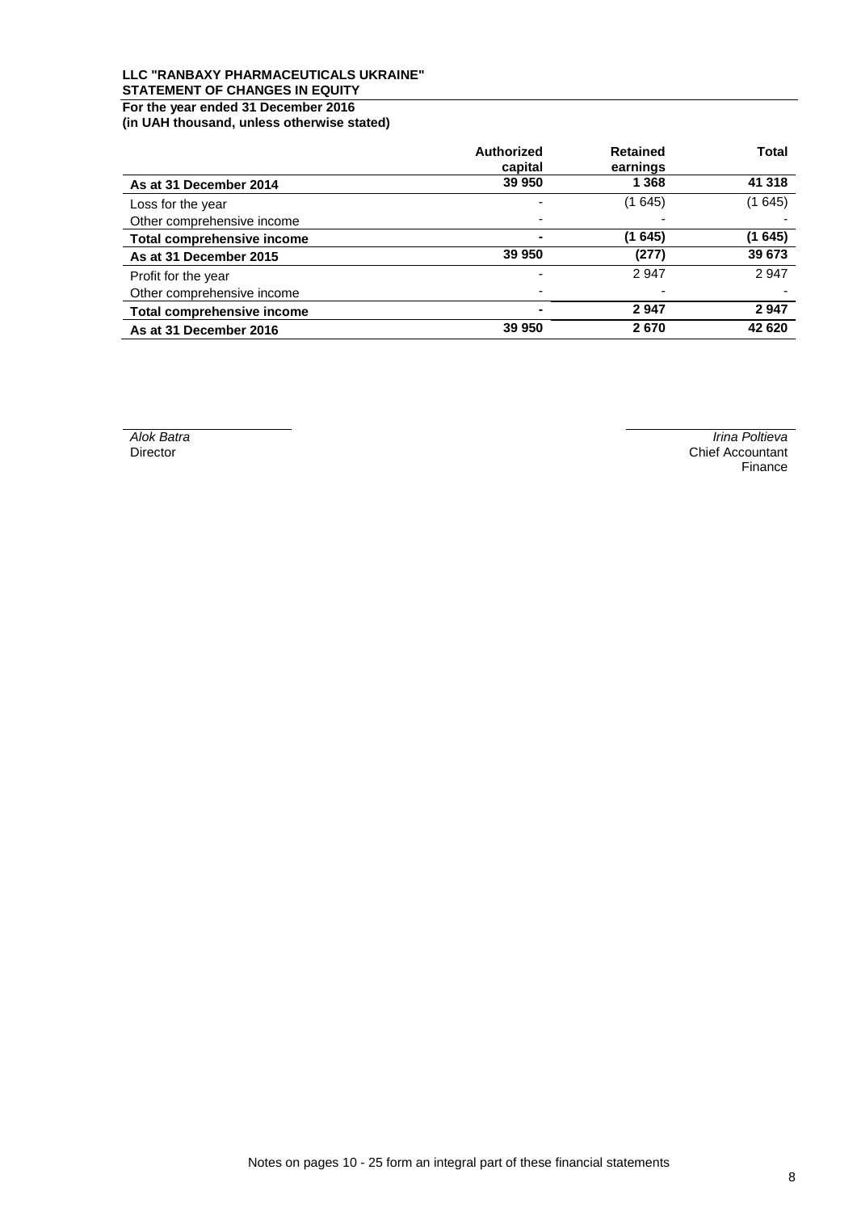**LLC "RANBAXY PHARMACEUTICALS UKRAINE"**
**STATEMENT OF CHANGES IN EQUITY**
**For the year ended 31 December 2016**
**(in UAH thousand, unless otherwise stated)**

| | Authorized capital | Retained earnings | Total |
|---|---|---|---|
| **As at 31 December 2014** | **39 950** | **1 368** | **41 318** |
| Loss for the year | - | (1 645) | (1 645) |
| Other comprehensive income | - | - | - |
| **Total comprehensive income** | **-** | **(1 645)** | **(1 645)** |
| **As at 31 December 2015** | **39 950** | **(277)** | **39 673** |
| Profit for the year | - | 2 947 | 2 947 |
| Other comprehensive income | - | - | - |
| **Total comprehensive income** | **-** | **2 947** | **2 947** |
| **As at 31 December 2016** | **39 950** | **2 670** | **42 620** |

*Alok Batra*
Director

*Irina Poltieva*
Chief Accountant
Finance

Notes on pages 10 - 25 form an integral part of these financial statements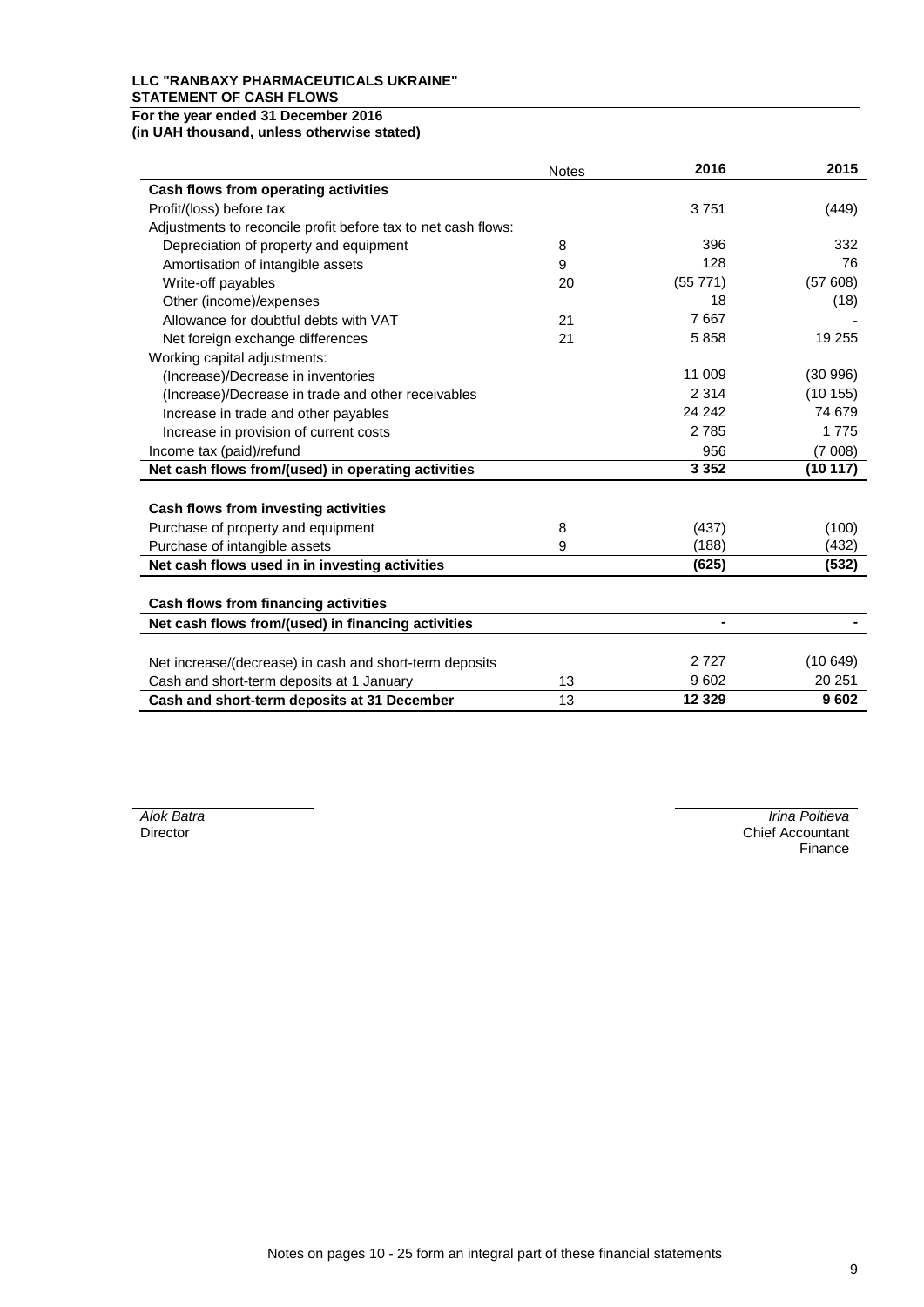**LLC "RANBAXY PHARMACEUTICALS UKRAINE"**
**STATEMENT OF CASH FLOWS**
**For the year ended 31 December 2016**
**(in UAH thousand, unless otherwise stated)**

| | Notes | 2016 | 2015 |
|---|---|---|---|
| **Cash flows from operating activities** | | | |
| Profit/(loss) before tax | | 3 751 | (449) |
| Adjustments to reconcile profit before tax to net cash flows: | | | |
| Depreciation of property and equipment | 8 | 396 | 332 |
| Amortisation of intangible assets | 9 | 128 | 76 |
| Write-off payables | 20 | (55 771) | (57 608) |
| Other (income)/expenses | | 18 | (18) |
| Allowance for doubtful debts with VAT | 21 | 7 667 | - |
| Net foreign exchange differences | 21 | 5 858 | 19 255 |
| Working capital adjustments: | | | |
| (Increase)/Decrease in inventories | | 11 009 | (30 996) |
| (Increase)/Decrease in trade and other receivables | | 2 314 | (10 155) |
| Increase in trade and other payables | | 24 242 | 74 679 |
| Increase in provision of current costs | | 2 785 | 1 775 |
| Income tax (paid)/refund | | 956 | (7 008) |
| **Net cash flows from/(used) in operating activities** | | **3 352** | **(10 117)** |
| | | | |
| **Cash flows from investing activities** | | | |
| Purchase of property and equipment | 8 | (437) | (100) |
| Purchase of intangible assets | 9 | (188) | (432) |
| **Net cash flows used in in investing activities** | | **(625)** | **(532)** |
| | | | |
| **Cash flows from financing activities** | | | |
| **Net cash flows from/(used) in financing activities** | | **-** | **-** |
| | | | |
| Net increase/(decrease) in cash and short-term deposits | | 2 727 | (10 649) |
| Cash and short-term deposits at 1 January | 13 | 9 602 | 20 251 |
| **Cash and short-term deposits at 31 December** | 13 | **12 329** | **9 602** |

*Alok Batra*
Director

*Irina Poltieva*
Chief Accountant
Finance

Notes on pages 10 - 25 form an integral part of these financial statements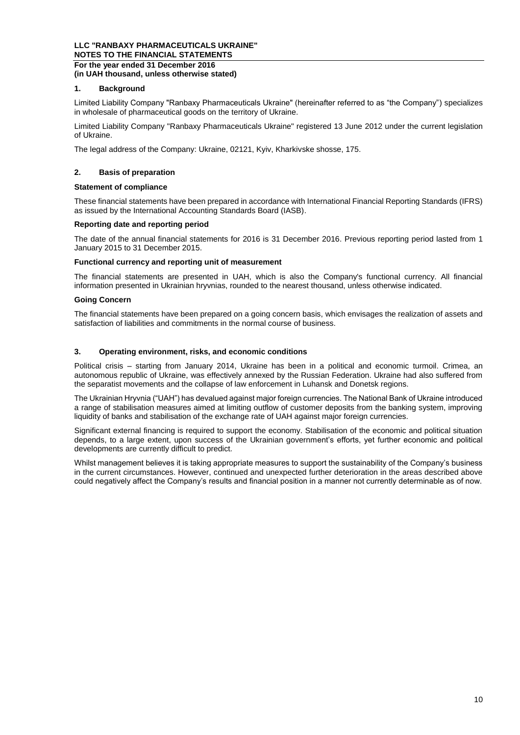## 1. Background

Limited Liability Company "Ranbaxy Pharmaceuticals Ukraine" (hereinafter referred to as "the Company") specializes in wholesale of pharmaceutical goods on the territory of Ukraine.

Limited Liability Company "Ranbaxy Pharmaceuticals Ukraine" registered 13 June 2012 under the current legislation of Ukraine.

The legal address of the Company: Ukraine, 02121, Kyiv, Kharkivske shosse, 175.

## 2. Basis of preparation

**Statement of compliance**

These financial statements have been prepared in accordance with International Financial Reporting Standards (IFRS) as issued by the International Accounting Standards Board (IASB).

**Reporting date and reporting period**

The date of the annual financial statements for 2016 is 31 December 2016. Previous reporting period lasted from 1 January 2015 to 31 December 2015.

**Functional currency and reporting unit of measurement**

The financial statements are presented in UAH, which is also the Company's functional currency. All financial information presented in Ukrainian hryvnias, rounded to the nearest thousand, unless otherwise indicated.

**Going Concern**

The financial statements have been prepared on a going concern basis, which envisages the realization of assets and satisfaction of liabilities and commitments in the normal course of business.

## 3. Operating environment, risks, and economic conditions

Political crisis – starting from January 2014, Ukraine has been in a political and economic turmoil. Crimea, an autonomous republic of Ukraine, was effectively annexed by the Russian Federation. Ukraine had also suffered from the separatist movements and the collapse of law enforcement in Luhansk and Donetsk regions.

The Ukrainian Hryvnia ("UAH") has devalued against major foreign currencies. The National Bank of Ukraine introduced a range of stabilisation measures aimed at limiting outflow of customer deposits from the banking system, improving liquidity of banks and stabilisation of the exchange rate of UAH against major foreign currencies.

Significant external financing is required to support the economy. Stabilisation of the economic and political situation depends, to a large extent, upon success of the Ukrainian government's efforts, yet further economic and political developments are currently difficult to predict.

Whilst management believes it is taking appropriate measures to support the sustainability of the Company's business in the current circumstances. However, continued and unexpected further deterioration in the areas described above could negatively affect the Company's results and financial position in a manner not currently determinable as of now.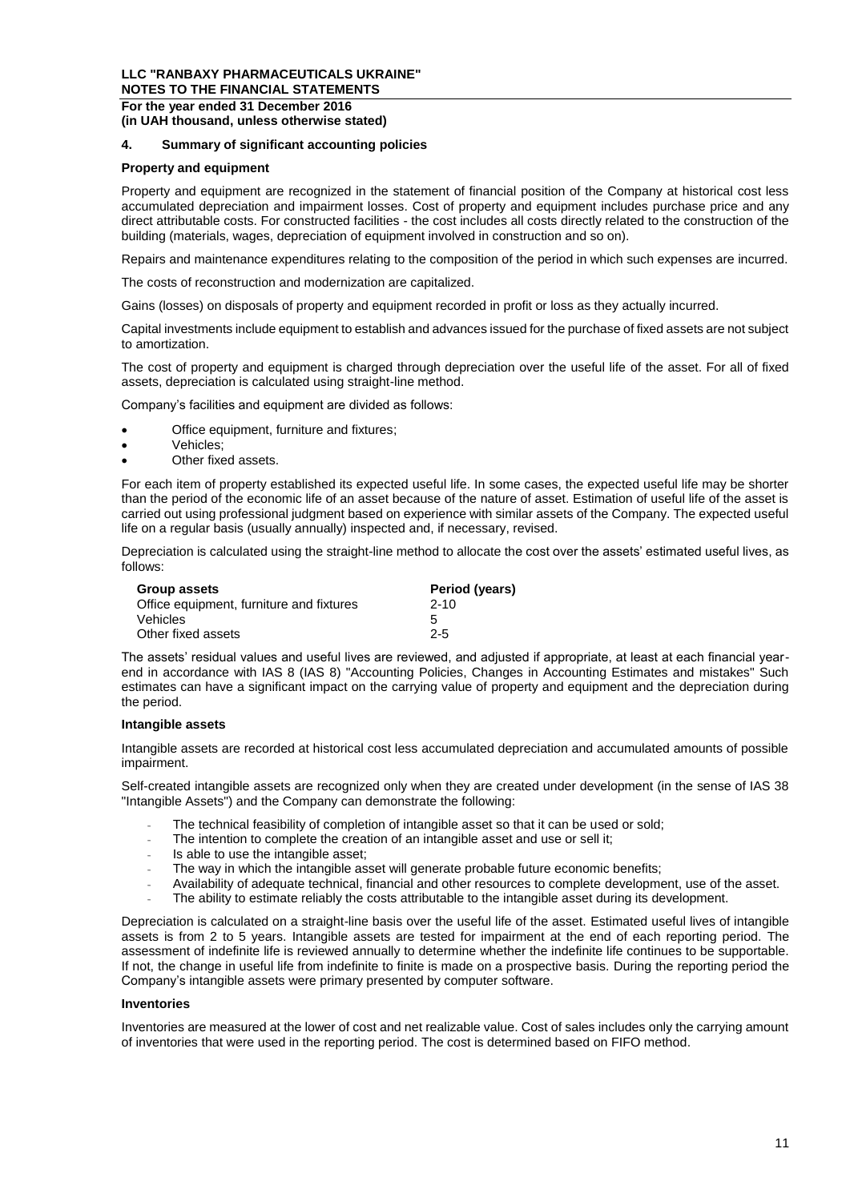## 4. Summary of significant accounting policies

### Property and equipment

Property and equipment are recognized in the statement of financial position of the Company at historical cost less accumulated depreciation and impairment losses. Cost of property and equipment includes purchase price and any direct attributable costs. For constructed facilities - the cost includes all costs directly related to the construction of the building (materials, wages, depreciation of equipment involved in construction and so on).

Repairs and maintenance expenditures relating to the composition of the period in which such expenses are incurred.

The costs of reconstruction and modernization are capitalized.

Gains (losses) on disposals of property and equipment recorded in profit or loss as they actually incurred.

Capital investments include equipment to establish and advances issued for the purchase of fixed assets are not subject to amortization.

The cost of property and equipment is charged through depreciation over the useful life of the asset. For all of fixed assets, depreciation is calculated using straight-line method.

Company's facilities and equipment are divided as follows:

- Office equipment, furniture and fixtures;
- Vehicles;
- Other fixed assets.

For each item of property established its expected useful life. In some cases, the expected useful life may be shorter than the period of the economic life of an asset because of the nature of asset. Estimation of useful life of the asset is carried out using professional judgment based on experience with similar assets of the Company. The expected useful life on a regular basis (usually annually) inspected and, if necessary, revised.

Depreciation is calculated using the straight-line method to allocate the cost over the assets' estimated useful lives, as follows:

| Group assets | Period (years) |
|---|---|
| Office equipment, furniture and fixtures | 2-10 |
| Vehicles | 5 |
| Other fixed assets | 2-5 |

The assets' residual values and useful lives are reviewed, and adjusted if appropriate, at least at each financial year-end in accordance with IAS 8 (IAS 8) "Accounting Policies, Changes in Accounting Estimates and mistakes" Such estimates can have a significant impact on the carrying value of property and equipment and the depreciation during the period.

### Intangible assets

Intangible assets are recorded at historical cost less accumulated depreciation and accumulated amounts of possible impairment.

Self-created intangible assets are recognized only when they are created under development (in the sense of IAS 38 "Intangible Assets") and the Company can demonstrate the following:

- The technical feasibility of completion of intangible asset so that it can be used or sold;
- The intention to complete the creation of an intangible asset and use or sell it;
- Is able to use the intangible asset;
- The way in which the intangible asset will generate probable future economic benefits;
- Availability of adequate technical, financial and other resources to complete development, use of the asset.
- The ability to estimate reliably the costs attributable to the intangible asset during its development.

Depreciation is calculated on a straight-line basis over the useful life of the asset. Estimated useful lives of intangible assets is from 2 to 5 years. Intangible assets are tested for impairment at the end of each reporting period. The assessment of indefinite life is reviewed annually to determine whether the indefinite life continues to be supportable. If not, the change in useful life from indefinite to finite is made on a prospective basis. During the reporting period the Company's intangible assets were primary presented by computer software.

### Inventories

Inventories are measured at the lower of cost and net realizable value. Cost of sales includes only the carrying amount of inventories that were used in the reporting period. The cost is determined based on FIFO method.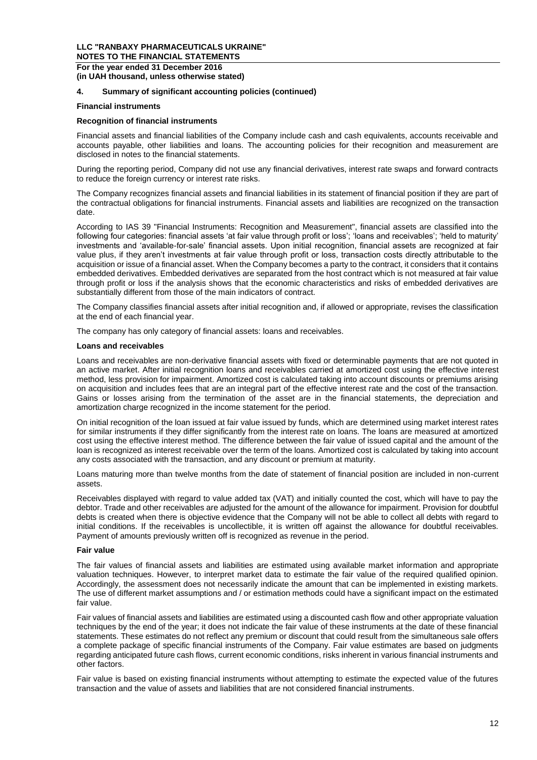**LLC "RANBAXY PHARMACEUTICALS UKRAINE"**
**NOTES TO THE FINANCIAL STATEMENTS**
**For the year ended 31 December 2016**
**(in UAH thousand, unless otherwise stated)**

## 4. Summary of significant accounting policies (continued)

### Financial instruments

#### Recognition of financial instruments

Financial assets and financial liabilities of the Company include cash and cash equivalents, accounts receivable and accounts payable, other liabilities and loans. The accounting policies for their recognition and measurement are disclosed in notes to the financial statements.

During the reporting period, Company did not use any financial derivatives, interest rate swaps and forward contracts to reduce the foreign currency or interest rate risks.

The Company recognizes financial assets and financial liabilities in its statement of financial position if they are part of the contractual obligations for financial instruments. Financial assets and liabilities are recognized on the transaction date.

According to IAS 39 "Financial Instruments: Recognition and Measurement", financial assets are classified into the following four categories: financial assets 'at fair value through profit or loss'; 'loans and receivables'; 'held to maturity' investments and 'available-for-sale' financial assets. Upon initial recognition, financial assets are recognized at fair value plus, if they aren't investments at fair value through profit or loss, transaction costs directly attributable to the acquisition or issue of a financial asset. When the Company becomes a party to the contract, it considers that it contains embedded derivatives. Embedded derivatives are separated from the host contract which is not measured at fair value through profit or loss if the analysis shows that the economic characteristics and risks of embedded derivatives are substantially different from those of the main indicators of contract.

The Company classifies financial assets after initial recognition and, if allowed or appropriate, revises the classification at the end of each financial year.

The company has only category of financial assets: loans and receivables.

#### Loans and receivables

Loans and receivables are non-derivative financial assets with fixed or determinable payments that are not quoted in an active market. After initial recognition loans and receivables carried at amortized cost using the effective interest method, less provision for impairment. Amortized cost is calculated taking into account discounts or premiums arising on acquisition and includes fees that are an integral part of the effective interest rate and the cost of the transaction. Gains or losses arising from the termination of the asset are in the financial statements, the depreciation and amortization charge recognized in the income statement for the period.

On initial recognition of the loan issued at fair value issued by funds, which are determined using market interest rates for similar instruments if they differ significantly from the interest rate on loans. The loans are measured at amortized cost using the effective interest method. The difference between the fair value of issued capital and the amount of the loan is recognized as interest receivable over the term of the loans. Amortized cost is calculated by taking into account any costs associated with the transaction, and any discount or premium at maturity.

Loans maturing more than twelve months from the date of statement of financial position are included in non-current assets.

Receivables displayed with regard to value added tax (VAT) and initially counted the cost, which will have to pay the debtor. Trade and other receivables are adjusted for the amount of the allowance for impairment. Provision for doubtful debts is created when there is objective evidence that the Company will not be able to collect all debts with regard to initial conditions. If the receivables is uncollectible, it is written off against the allowance for doubtful receivables. Payment of amounts previously written off is recognized as revenue in the period.

#### Fair value

The fair values of financial assets and liabilities are estimated using available market information and appropriate valuation techniques. However, to interpret market data to estimate the fair value of the required qualified opinion. Accordingly, the assessment does not necessarily indicate the amount that can be implemented in existing markets. The use of different market assumptions and / or estimation methods could have a significant impact on the estimated fair value.

Fair values of financial assets and liabilities are estimated using a discounted cash flow and other appropriate valuation techniques by the end of the year; it does not indicate the fair value of these instruments at the date of these financial statements. These estimates do not reflect any premium or discount that could result from the simultaneous sale offers a complete package of specific financial instruments of the Company. Fair value estimates are based on judgments regarding anticipated future cash flows, current economic conditions, risks inherent in various financial instruments and other factors.

Fair value is based on existing financial instruments without attempting to estimate the expected value of the futures transaction and the value of assets and liabilities that are not considered financial instruments.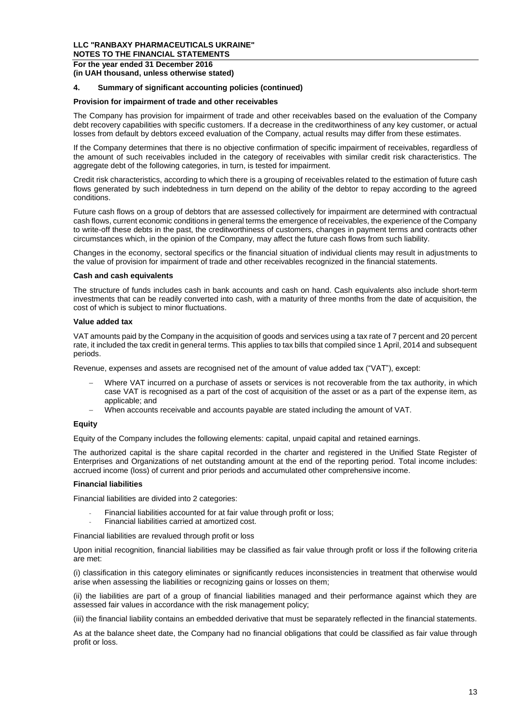## 4. Summary of significant accounting policies (continued)

### Provision for impairment of trade and other receivables

The Company has provision for impairment of trade and other receivables based on the evaluation of the Company debt recovery capabilities with specific customers. If a decrease in the creditworthiness of any key customer, or actual losses from default by debtors exceed evaluation of the Company, actual results may differ from these estimates.

If the Company determines that there is no objective confirmation of specific impairment of receivables, regardless of the amount of such receivables included in the category of receivables with similar credit risk characteristics. The aggregate debt of the following categories, in turn, is tested for impairment.

Credit risk characteristics, according to which there is a grouping of receivables related to the estimation of future cash flows generated by such indebtedness in turn depend on the ability of the debtor to repay according to the agreed conditions.

Future cash flows on a group of debtors that are assessed collectively for impairment are determined with contractual cash flows, current economic conditions in general terms the emergence of receivables, the experience of the Company to write-off these debts in the past, the creditworthiness of customers, changes in payment terms and contracts other circumstances which, in the opinion of the Company, may affect the future cash flows from such liability.

Changes in the economy, sectoral specifics or the financial situation of individual clients may result in adjustments to the value of provision for impairment of trade and other receivables recognized in the financial statements.

### Cash and cash equivalents

The structure of funds includes cash in bank accounts and cash on hand. Cash equivalents also include short-term investments that can be readily converted into cash, with a maturity of three months from the date of acquisition, the cost of which is subject to minor fluctuations.

### Value added tax

VAT amounts paid by the Company in the acquisition of goods and services using a tax rate of 7 percent and 20 percent rate, it included the tax credit in general terms. This applies to tax bills that compiled since 1 April, 2014 and subsequent periods.

Revenue, expenses and assets are recognised net of the amount of value added tax ("VAT"), except:

- Where VAT incurred on a purchase of assets or services is not recoverable from the tax authority, in which case VAT is recognised as a part of the cost of acquisition of the asset or as a part of the expense item, as applicable; and
- When accounts receivable and accounts payable are stated including the amount of VAT.

### Equity

Equity of the Company includes the following elements: capital, unpaid capital and retained earnings.

The authorized capital is the share capital recorded in the charter and registered in the Unified State Register of Enterprises and Organizations of net outstanding amount at the end of the reporting period. Total income includes: accrued income (loss) of current and prior periods and accumulated other comprehensive income.

### Financial liabilities

Financial liabilities are divided into 2 categories:

- Financial liabilities accounted for at fair value through profit or loss;
- Financial liabilities carried at amortized cost.

Financial liabilities are revalued through profit or loss

Upon initial recognition, financial liabilities may be classified as fair value through profit or loss if the following criteria are met:

(i) classification in this category eliminates or significantly reduces inconsistencies in treatment that otherwise would arise when assessing the liabilities or recognizing gains or losses on them;

(ii) the liabilities are part of a group of financial liabilities managed and their performance against which they are assessed fair values in accordance with the risk management policy;

(iii) the financial liability contains an embedded derivative that must be separately reflected in the financial statements.

As at the balance sheet date, the Company had no financial obligations that could be classified as fair value through profit or loss.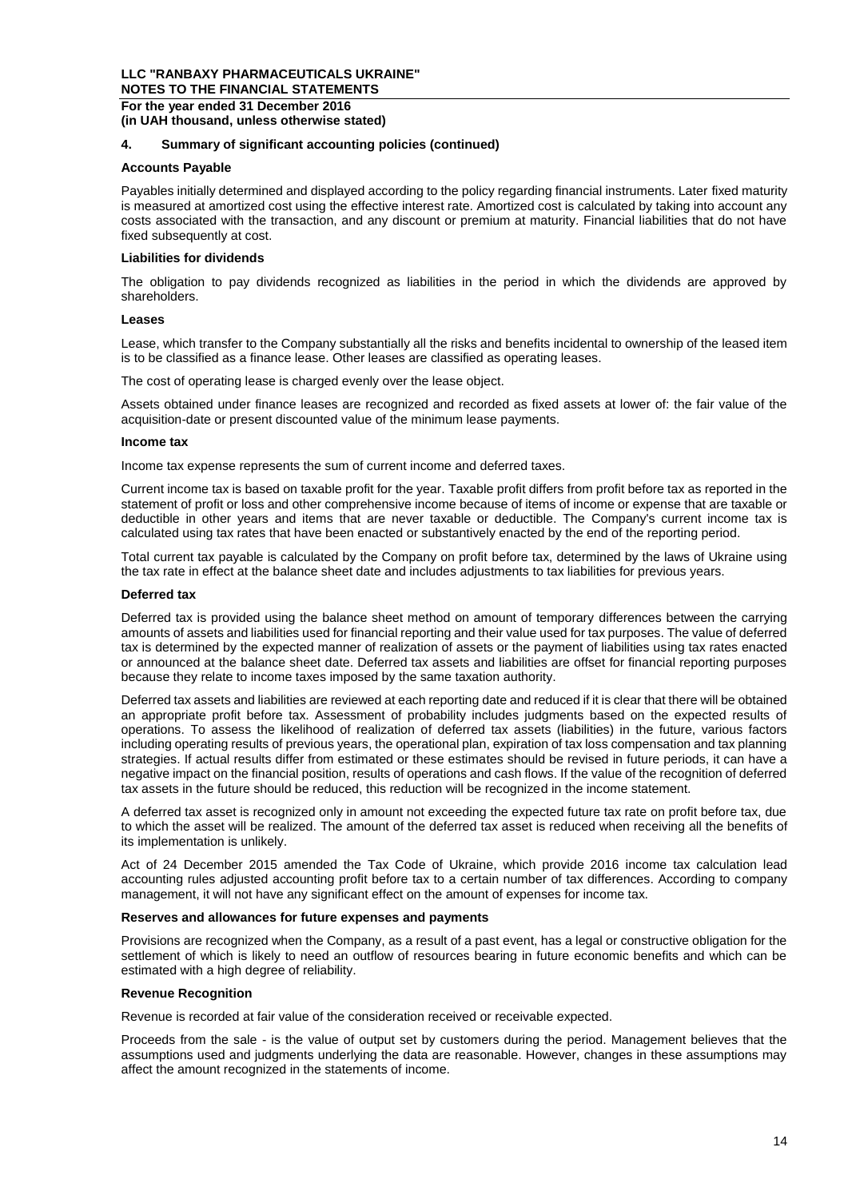## 4. Summary of significant accounting policies (continued)

### Accounts Payable

Payables initially determined and displayed according to the policy regarding financial instruments. Later fixed maturity is measured at amortized cost using the effective interest rate. Amortized cost is calculated by taking into account any costs associated with the transaction, and any discount or premium at maturity. Financial liabilities that do not have fixed subsequently at cost.

### Liabilities for dividends

The obligation to pay dividends recognized as liabilities in the period in which the dividends are approved by shareholders.

### Leases

Lease, which transfer to the Company substantially all the risks and benefits incidental to ownership of the leased item is to be classified as a finance lease. Other leases are classified as operating leases.

The cost of operating lease is charged evenly over the lease object.

Assets obtained under finance leases are recognized and recorded as fixed assets at lower of: the fair value of the acquisition-date or present discounted value of the minimum lease payments.

### Income tax

Income tax expense represents the sum of current income and deferred taxes.

Current income tax is based on taxable profit for the year. Taxable profit differs from profit before tax as reported in the statement of profit or loss and other comprehensive income because of items of income or expense that are taxable or deductible in other years and items that are never taxable or deductible. The Company's current income tax is calculated using tax rates that have been enacted or substantively enacted by the end of the reporting period.

Total current tax payable is calculated by the Company on profit before tax, determined by the laws of Ukraine using the tax rate in effect at the balance sheet date and includes adjustments to tax liabilities for previous years.

### Deferred tax

Deferred tax is provided using the balance sheet method on amount of temporary differences between the carrying amounts of assets and liabilities used for financial reporting and their value used for tax purposes. The value of deferred tax is determined by the expected manner of realization of assets or the payment of liabilities using tax rates enacted or announced at the balance sheet date. Deferred tax assets and liabilities are offset for financial reporting purposes because they relate to income taxes imposed by the same taxation authority.

Deferred tax assets and liabilities are reviewed at each reporting date and reduced if it is clear that there will be obtained an appropriate profit before tax. Assessment of probability includes judgments based on the expected results of operations. To assess the likelihood of realization of deferred tax assets (liabilities) in the future, various factors including operating results of previous years, the operational plan, expiration of tax loss compensation and tax planning strategies. If actual results differ from estimated or these estimates should be revised in future periods, it can have a negative impact on the financial position, results of operations and cash flows. If the value of the recognition of deferred tax assets in the future should be reduced, this reduction will be recognized in the income statement.

A deferred tax asset is recognized only in amount not exceeding the expected future tax rate on profit before tax, due to which the asset will be realized. The amount of the deferred tax asset is reduced when receiving all the benefits of its implementation is unlikely.

Act of 24 December 2015 amended the Tax Code of Ukraine, which provide 2016 income tax calculation lead accounting rules adjusted accounting profit before tax to a certain number of tax differences. According to company management, it will not have any significant effect on the amount of expenses for income tax.

### Reserves and allowances for future expenses and payments

Provisions are recognized when the Company, as a result of a past event, has a legal or constructive obligation for the settlement of which is likely to need an outflow of resources bearing in future economic benefits and which can be estimated with a high degree of reliability.

### Revenue Recognition

Revenue is recorded at fair value of the consideration received or receivable expected.

Proceeds from the sale - is the value of output set by customers during the period. Management believes that the assumptions used and judgments underlying the data are reasonable. However, changes in these assumptions may affect the amount recognized in the statements of income.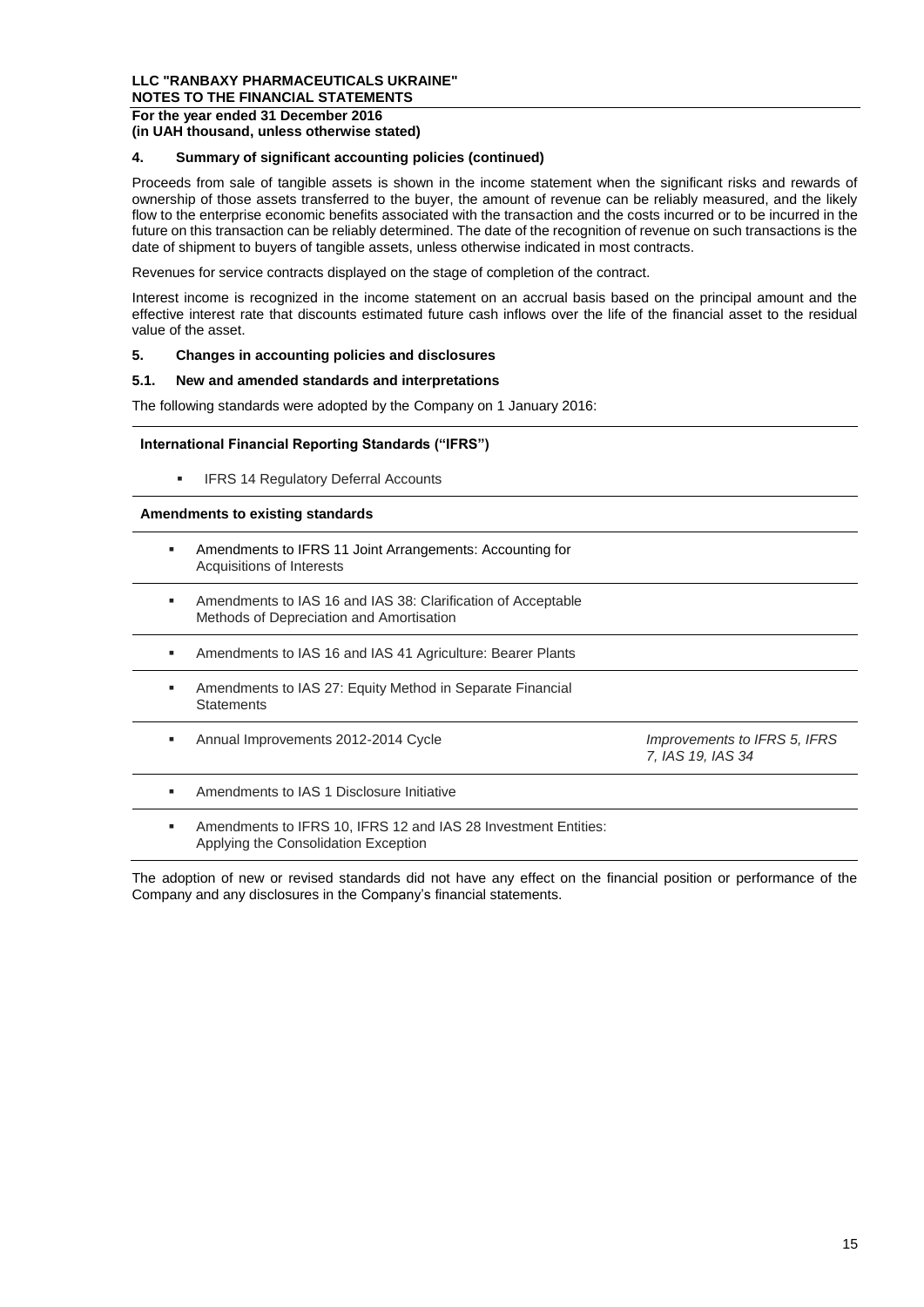## 4. Summary of significant accounting policies (continued)

Proceeds from sale of tangible assets is shown in the income statement when the significant risks and rewards of ownership of those assets transferred to the buyer, the amount of revenue can be reliably measured, and the likely flow to the enterprise economic benefits associated with the transaction and the costs incurred or to be incurred in the future on this transaction can be reliably determined. The date of the recognition of revenue on such transactions is the date of shipment to buyers of tangible assets, unless otherwise indicated in most contracts.

Revenues for service contracts displayed on the stage of completion of the contract.

Interest income is recognized in the income statement on an accrual basis based on the principal amount and the effective interest rate that discounts estimated future cash inflows over the life of the financial asset to the residual value of the asset.

## 5. Changes in accounting policies and disclosures

### 5.1. New and amended standards and interpretations

The following standards were adopted by the Company on 1 January 2016:

| **International Financial Reporting Standards ("IFRS")** | |
|---|---|
| ▪ IFRS 14 Regulatory Deferral Accounts | |
| **Amendments to existing standards** | |
| ▪ Amendments to IFRS 11 Joint Arrangements: Accounting for Acquisitions of Interests | |
| ▪ Amendments to IAS 16 and IAS 38: Clarification of Acceptable Methods of Depreciation and Amortisation | |
| ▪ Amendments to IAS 16 and IAS 41 Agriculture: Bearer Plants | |
| ▪ Amendments to IAS 27: Equity Method in Separate Financial Statements | |
| ▪ Annual Improvements 2012-2014 Cycle | *Improvements to IFRS 5, IFRS 7, IAS 19, IAS 34* |
| ▪ Amendments to IAS 1 Disclosure Initiative | |
| ▪ Amendments to IFRS 10, IFRS 12 and IAS 28 Investment Entities: Applying the Consolidation Exception | |

The adoption of new or revised standards did not have any effect on the financial position or performance of the Company and any disclosures in the Company's financial statements.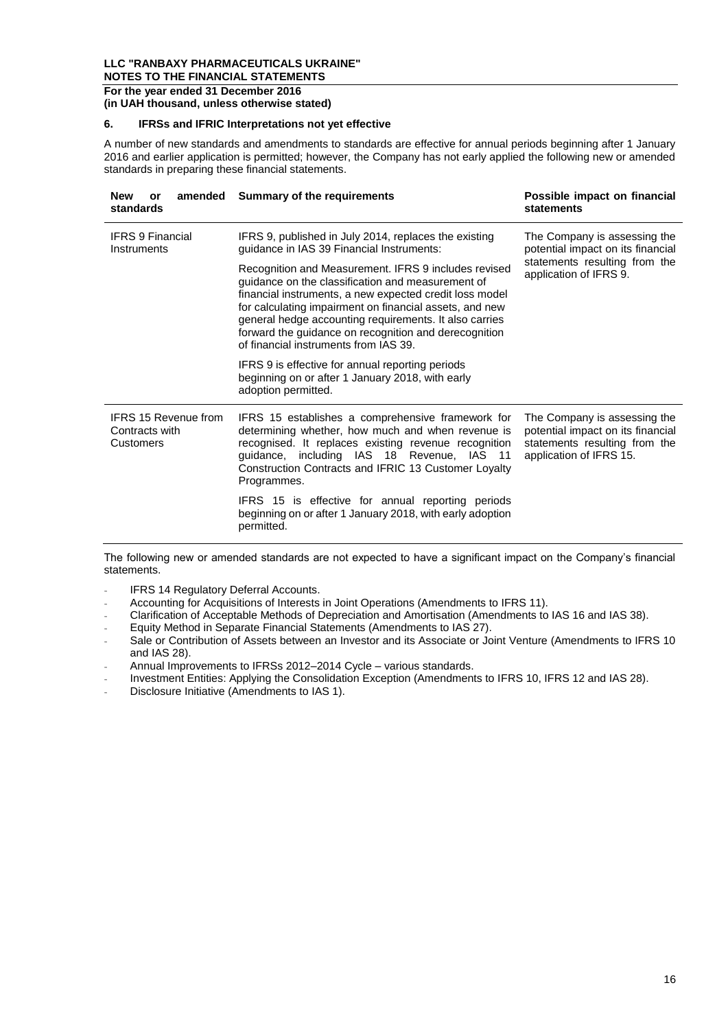## 6. IFRSs and IFRIC Interpretations not yet effective

A number of new standards and amendments to standards are effective for annual periods beginning after 1 January 2016 and earlier application is permitted; however, the Company has not early applied the following new or amended standards in preparing these financial statements.

| New or amended standards | Summary of the requirements | Possible impact on financial statements |
|---|---|---|
| IFRS 9 Financial Instruments | IFRS 9, published in July 2014, replaces the existing guidance in IAS 39 Financial Instruments: Recognition and Measurement. IFRS 9 includes revised guidance on the classification and measurement of financial instruments, a new expected credit loss model for calculating impairment on financial assets, and new general hedge accounting requirements. It also carries forward the guidance on recognition and derecognition of financial instruments from IAS 39. IFRS 9 is effective for annual reporting periods beginning on or after 1 January 2018, with early adoption permitted. | The Company is assessing the potential impact on its financial statements resulting from the application of IFRS 9. |
| IFRS 15 Revenue from Contracts with Customers | IFRS 15 establishes a comprehensive framework for determining whether, how much and when revenue is recognised. It replaces existing revenue recognition guidance, including IAS 18 Revenue, IAS 11 Construction Contracts and IFRIC 13 Customer Loyalty Programmes. IFRS 15 is effective for annual reporting periods beginning on or after 1 January 2018, with early adoption permitted. | The Company is assessing the potential impact on its financial statements resulting from the application of IFRS 15. |

The following new or amended standards are not expected to have a significant impact on the Company's financial statements.

- IFRS 14 Regulatory Deferral Accounts.
- Accounting for Acquisitions of Interests in Joint Operations (Amendments to IFRS 11).
- Clarification of Acceptable Methods of Depreciation and Amortisation (Amendments to IAS 16 and IAS 38).
- Equity Method in Separate Financial Statements (Amendments to IAS 27).
- Sale or Contribution of Assets between an Investor and its Associate or Joint Venture (Amendments to IFRS 10 and IAS 28).
- Annual Improvements to IFRSs 2012–2014 Cycle – various standards.
- Investment Entities: Applying the Consolidation Exception (Amendments to IFRS 10, IFRS 12 and IAS 28).
- Disclosure Initiative (Amendments to IAS 1).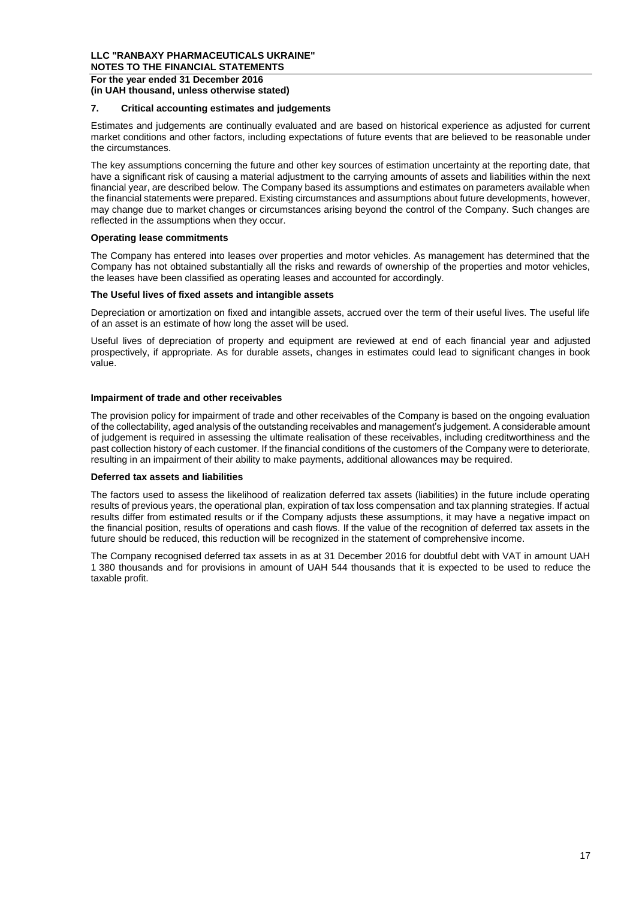## 7. Critical accounting estimates and judgements

Estimates and judgements are continually evaluated and are based on historical experience as adjusted for current market conditions and other factors, including expectations of future events that are believed to be reasonable under the circumstances.

The key assumptions concerning the future and other key sources of estimation uncertainty at the reporting date, that have a significant risk of causing a material adjustment to the carrying amounts of assets and liabilities within the next financial year, are described below. The Company based its assumptions and estimates on parameters available when the financial statements were prepared. Existing circumstances and assumptions about future developments, however, may change due to market changes or circumstances arising beyond the control of the Company. Such changes are reflected in the assumptions when they occur.

**Operating lease commitments**

The Company has entered into leases over properties and motor vehicles. As management has determined that the Company has not obtained substantially all the risks and rewards of ownership of the properties and motor vehicles, the leases have been classified as operating leases and accounted for accordingly.

**The Useful lives of fixed assets and intangible assets**

Depreciation or amortization on fixed and intangible assets, accrued over the term of their useful lives. The useful life of an asset is an estimate of how long the asset will be used.

Useful lives of depreciation of property and equipment are reviewed at end of each financial year and adjusted prospectively, if appropriate. As for durable assets, changes in estimates could lead to significant changes in book value.

**Impairment of trade and other receivables**

The provision policy for impairment of trade and other receivables of the Company is based on the ongoing evaluation of the collectability, aged analysis of the outstanding receivables and management's judgement. A considerable amount of judgement is required in assessing the ultimate realisation of these receivables, including creditworthiness and the past collection history of each customer. If the financial conditions of the customers of the Company were to deteriorate, resulting in an impairment of their ability to make payments, additional allowances may be required.

**Deferred tax assets and liabilities**

The factors used to assess the likelihood of realization deferred tax assets (liabilities) in the future include operating results of previous years, the operational plan, expiration of tax loss compensation and tax planning strategies. If actual results differ from estimated results or if the Company adjusts these assumptions, it may have a negative impact on the financial position, results of operations and cash flows. If the value of the recognition of deferred tax assets in the future should be reduced, this reduction will be recognized in the statement of comprehensive income.

The Company recognised deferred tax assets in as at 31 December 2016 for doubtful debt with VAT in amount UAH 1 380 thousands and for provisions in amount of UAH 544 thousands that it is expected to be used to reduce the taxable profit.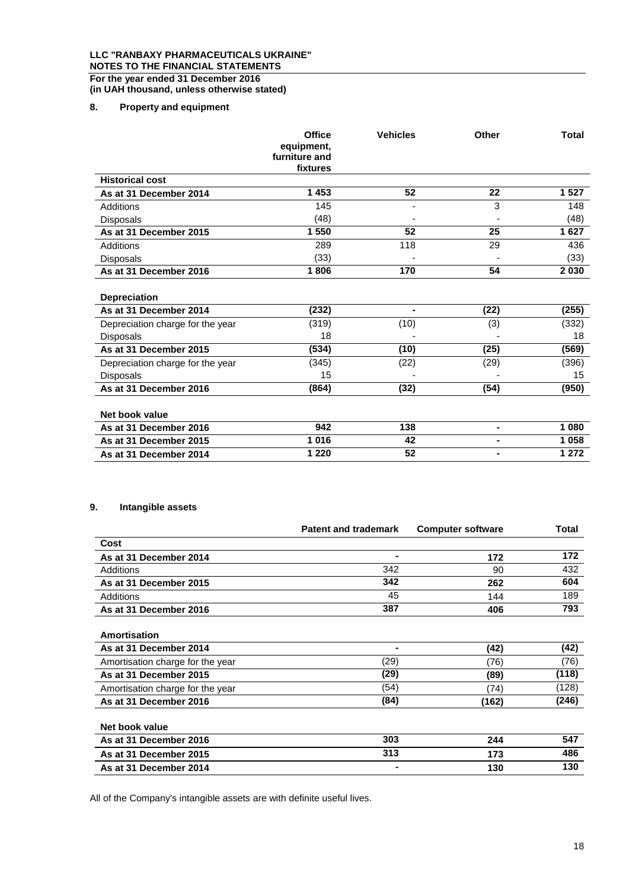**LLC "RANBAXY PHARMACEUTICALS UKRAINE"**
**NOTES TO THE FINANCIAL STATEMENTS**
**For the year ended 31 December 2016**
**(in UAH thousand, unless otherwise stated)**

## 8. Property and equipment

| | Office equipment, furniture and fixtures | Vehicles | Other | Total |
|---|---|---|---|---|
| **Historical cost** | | | | |
| **As at 31 December 2014** | **1 453** | **52** | **22** | **1 527** |
| Additions | 145 | - | 3 | 148 |
| Disposals | (48) | - | - | (48) |
| **As at 31 December 2015** | **1 550** | **52** | **25** | **1 627** |
| Additions | 289 | 118 | 29 | 436 |
| Disposals | (33) | - | - | (33) |
| **As at 31 December 2016** | **1 806** | **170** | **54** | **2 030** |
| | | | | |
| **Depreciation** | | | | |
| **As at 31 December 2014** | **(232)** | **-** | **(22)** | **(255)** |
| Depreciation charge for the year | (319) | (10) | (3) | (332) |
| Disposals | 18 | - | - | 18 |
| **As at 31 December 2015** | **(534)** | **(10)** | **(25)** | **(569)** |
| Depreciation charge for the year | (345) | (22) | (29) | (396) |
| Disposals | 15 | - | - | 15 |
| **As at 31 December 2016** | **(864)** | **(32)** | **(54)** | **(950)** |
| | | | | |
| **Net book value** | | | | |
| **As at 31 December 2016** | **942** | **138** | **-** | **1 080** |
| **As at 31 December 2015** | **1 016** | **42** | **-** | **1 058** |
| **As at 31 December 2014** | **1 220** | **52** | **-** | **1 272** |

## 9. Intangible assets

| | Patent and trademark | Computer software | Total |
|---|---|---|---|
| **Cost** | | | |
| **As at 31 December 2014** | **-** | **172** | **172** |
| Additions | 342 | 90 | 432 |
| **As at 31 December 2015** | **342** | **262** | **604** |
| Additions | 45 | 144 | 189 |
| **As at 31 December 2016** | **387** | **406** | **793** |
| | | | |
| **Amortisation** | | | |
| **As at 31 December 2014** | **-** | **(42)** | **(42)** |
| Amortisation charge for the year | (29) | (76) | (76) |
| **As at 31 December 2015** | **(29)** | **(89)** | **(118)** |
| Amortisation charge for the year | (54) | (74) | (128) |
| **As at 31 December 2016** | **(84)** | **(162)** | **(246)** |
| | | | |
| **Net book value** | | | |
| **As at 31 December 2016** | **303** | **244** | **547** |
| **As at 31 December 2015** | **313** | **173** | **486** |
| **As at 31 December 2014** | **-** | **130** | **130** |

All of the Company's intangible assets are with definite useful lives.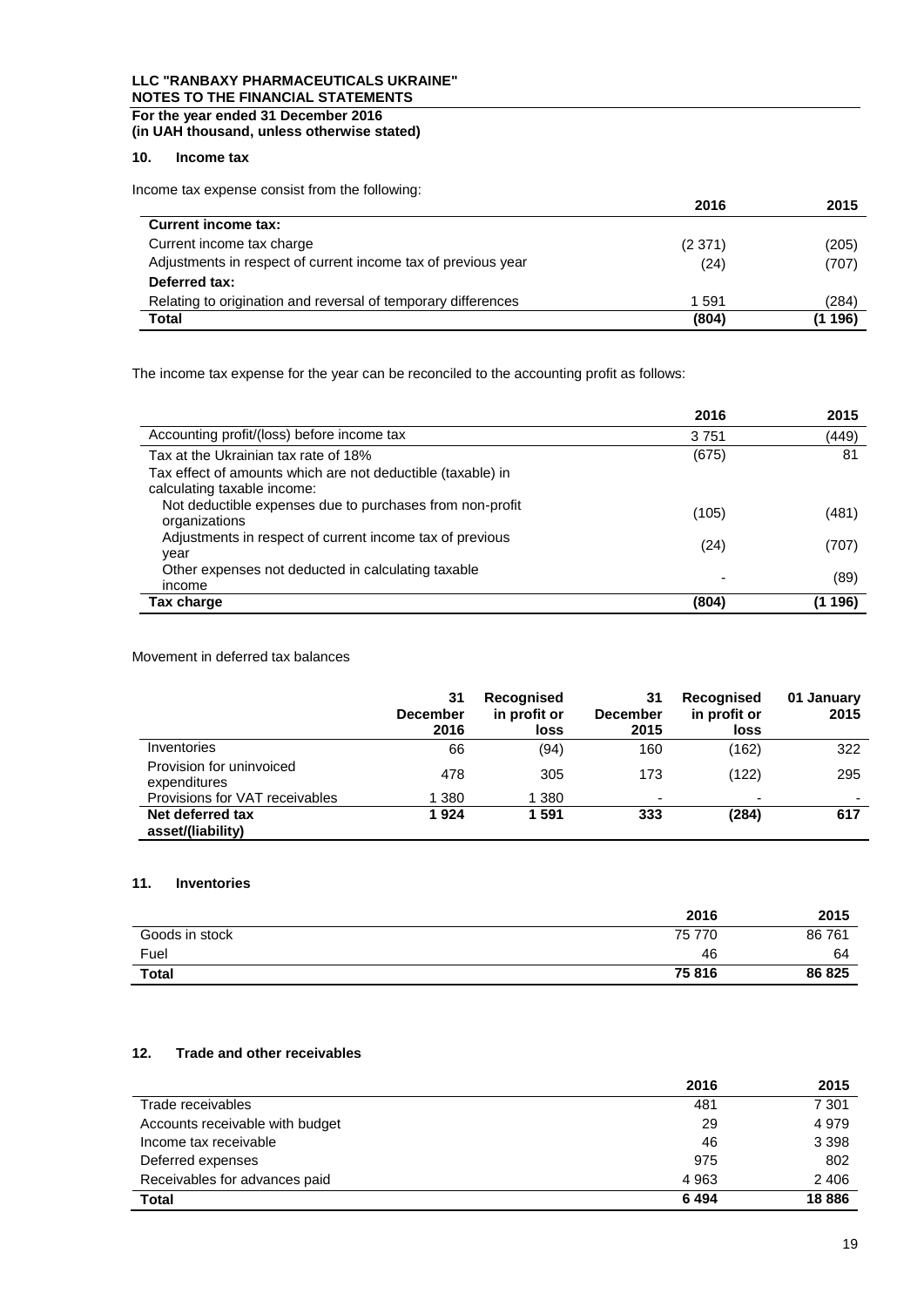## 10. Income tax

Income tax expense consist from the following:

| | 2016 | 2015 |
|---|---|---|
| **Current income tax:** | | |
| Current income tax charge | (2 371) | (205) |
| Adjustments in respect of current income tax of previous year | (24) | (707) |
| **Deferred tax:** | | |
| Relating to origination and reversal of temporary differences | 1 591 | (284) |
| **Total** | **(804)** | **(1 196)** |

The income tax expense for the year can be reconciled to the accounting profit as follows:

| | 2016 | 2015 |
|---|---|---|
| Accounting profit/(loss) before income tax | 3 751 | (449) |
| Tax at the Ukrainian tax rate of 18% | (675) | 81 |
| Tax effect of amounts which are not deductible (taxable) in calculating taxable income: | | |
| Not deductible expenses due to purchases from non-profit organizations | (105) | (481) |
| Adjustments in respect of current income tax of previous year | (24) | (707) |
| Other expenses not deducted in calculating taxable income | - | (89) |
| **Tax charge** | **(804)** | **(1 196)** |

Movement in deferred tax balances

| | 31 December 2016 | Recognised in profit or loss | 31 December 2015 | Recognised in profit or loss | 01 January 2015 |
|---|---|---|---|---|---|
| Inventories | 66 | (94) | 160 | (162) | 322 |
| Provision for uninvoiced expenditures | 478 | 305 | 173 | (122) | 295 |
| Provisions for VAT receivables | 1 380 | 1 380 | - | - | - |
| **Net deferred tax asset/(liability)** | **1 924** | **1 591** | **333** | **(284)** | **617** |

## 11. Inventories

| | 2016 | 2015 |
|---|---|---|
| Goods in stock | 75 770 | 86 761 |
| Fuel | 46 | 64 |
| **Total** | **75 816** | **86 825** |

## 12. Trade and other receivables

| | 2016 | 2015 |
|---|---|---|
| Trade receivables | 481 | 7 301 |
| Accounts receivable with budget | 29 | 4 979 |
| Income tax receivable | 46 | 3 398 |
| Deferred expenses | 975 | 802 |
| Receivables for advances paid | 4 963 | 2 406 |
| **Total** | **6 494** | **18 886** |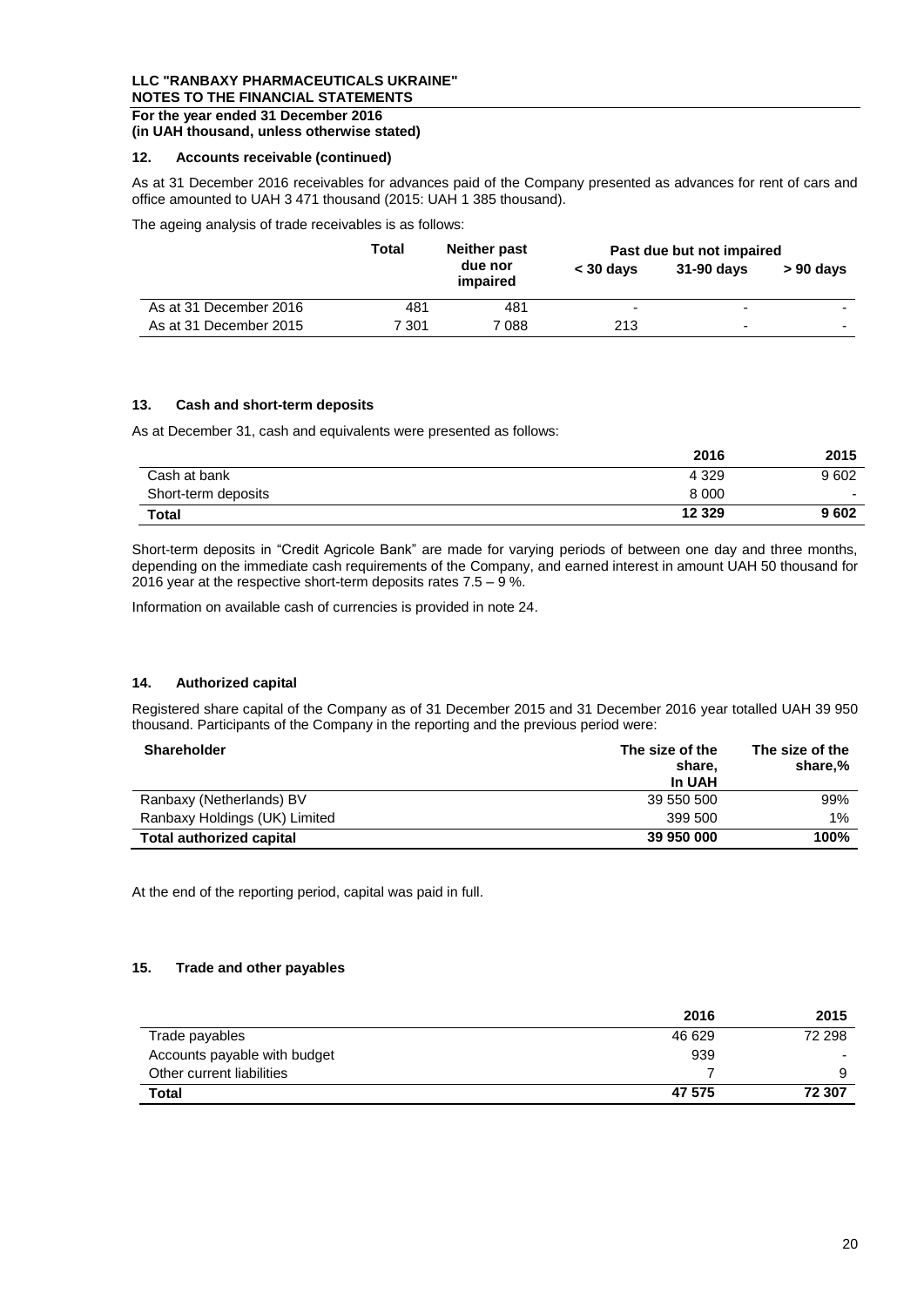## 12. Accounts receivable (continued)

As at 31 December 2016 receivables for advances paid of the Company presented as advances for rent of cars and office amounted to UAH 3 471 thousand (2015: UAH 1 385 thousand).

The ageing analysis of trade receivables is as follows:

| | Total | Neither past due nor impaired | Past due but not impaired | | |
|---|---|---|---|---|---|
| | | | < 30 days | 31-90 days | > 90 days |
| As at 31 December 2016 | 481 | 481 | - | - | - |
| As at 31 December 2015 | 7 301 | 7 088 | 213 | - | - |

## 13. Cash and short-term deposits

As at December 31, cash and equivalents were presented as follows:

| | 2016 | 2015 |
|---|---|---|
| Cash at bank | 4 329 | 9 602 |
| Short-term deposits | 8 000 | - |
| **Total** | **12 329** | **9 602** |

Short-term deposits in "Credit Agricole Bank" are made for varying periods of between one day and three months, depending on the immediate cash requirements of the Company, and earned interest in amount UAH 50 thousand for 2016 year at the respective short-term deposits rates 7.5 – 9 %.

Information on available cash of currencies is provided in note 24.

## 14. Authorized capital

Registered share capital of the Company as of 31 December 2015 and 31 December 2016 year totalled UAH 39 950 thousand. Participants of the Company in the reporting and the previous period were:

| Shareholder | The size of the share, In UAH | The size of the share,% |
|---|---|---|
| Ranbaxy (Netherlands) BV | 39 550 500 | 99% |
| Ranbaxy Holdings (UK) Limited | 399 500 | 1% |
| **Total authorized capital** | **39 950 000** | **100%** |

At the end of the reporting period, capital was paid in full.

## 15. Trade and other payables

| | 2016 | 2015 |
|---|---|---|
| Trade payables | 46 629 | 72 298 |
| Accounts payable with budget | 939 | - |
| Other current liabilities | 7 | 9 |
| **Total** | **47 575** | **72 307** |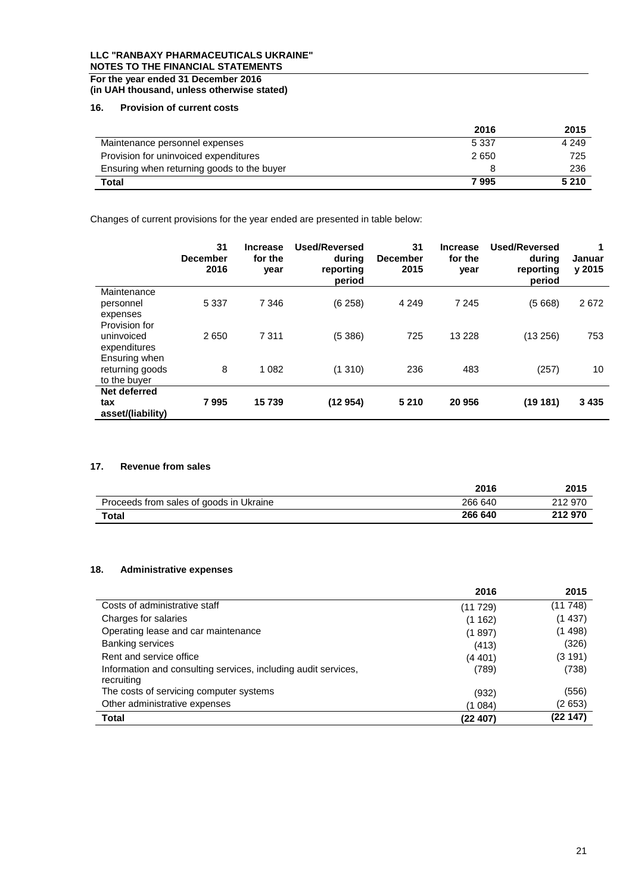**LLC "RANBAXY PHARMACEUTICALS UKRAINE"**
**NOTES TO THE FINANCIAL STATEMENTS**
**For the year ended 31 December 2016**
**(in UAH thousand, unless otherwise stated)**

## 16. Provision of current costs

| | 2016 | 2015 |
|---|---|---|
| Maintenance personnel expenses | 5 337 | 4 249 |
| Provision for uninvoiced expenditures | 2 650 | 725 |
| Ensuring when returning goods to the buyer | 8 | 236 |
| **Total** | **7 995** | **5 210** |

Changes of current provisions for the year ended are presented in table below:

| | 31 December 2016 | Increase for the year | Used/Reversed during reporting period | 31 December 2015 | Increase for the year | Used/Reversed during reporting period | 1 January 2015 |
|---|---|---|---|---|---|---|---|
| Maintenance personnel expenses | 5 337 | 7 346 | (6 258) | 4 249 | 7 245 | (5 668) | 2 672 |
| Provision for uninvoiced expenditures | 2 650 | 7 311 | (5 386) | 725 | 13 228 | (13 256) | 753 |
| Ensuring when returning goods to the buyer | 8 | 1 082 | (1 310) | 236 | 483 | (257) | 10 |
| **Net deferred tax asset/(liability)** | **7 995** | **15 739** | **(12 954)** | **5 210** | **20 956** | **(19 181)** | **3 435** |

## 17. Revenue from sales

| | 2016 | 2015 |
|---|---|---|
| Proceeds from sales of goods in Ukraine | 266 640 | 212 970 |
| **Total** | **266 640** | **212 970** |

## 18. Administrative expenses

| | 2016 | 2015 |
|---|---|---|
| Costs of administrative staff | (11 729) | (11 748) |
| Charges for salaries | (1 162) | (1 437) |
| Operating lease and car maintenance | (1 897) | (1 498) |
| Banking services | (413) | (326) |
| Rent and service office | (4 401) | (3 191) |
| Information and consulting services, including audit services, recruiting | (789) | (738) |
| The costs of servicing computer systems | (932) | (556) |
| Other administrative expenses | (1 084) | (2 653) |
| **Total** | **(22 407)** | **(22 147)** |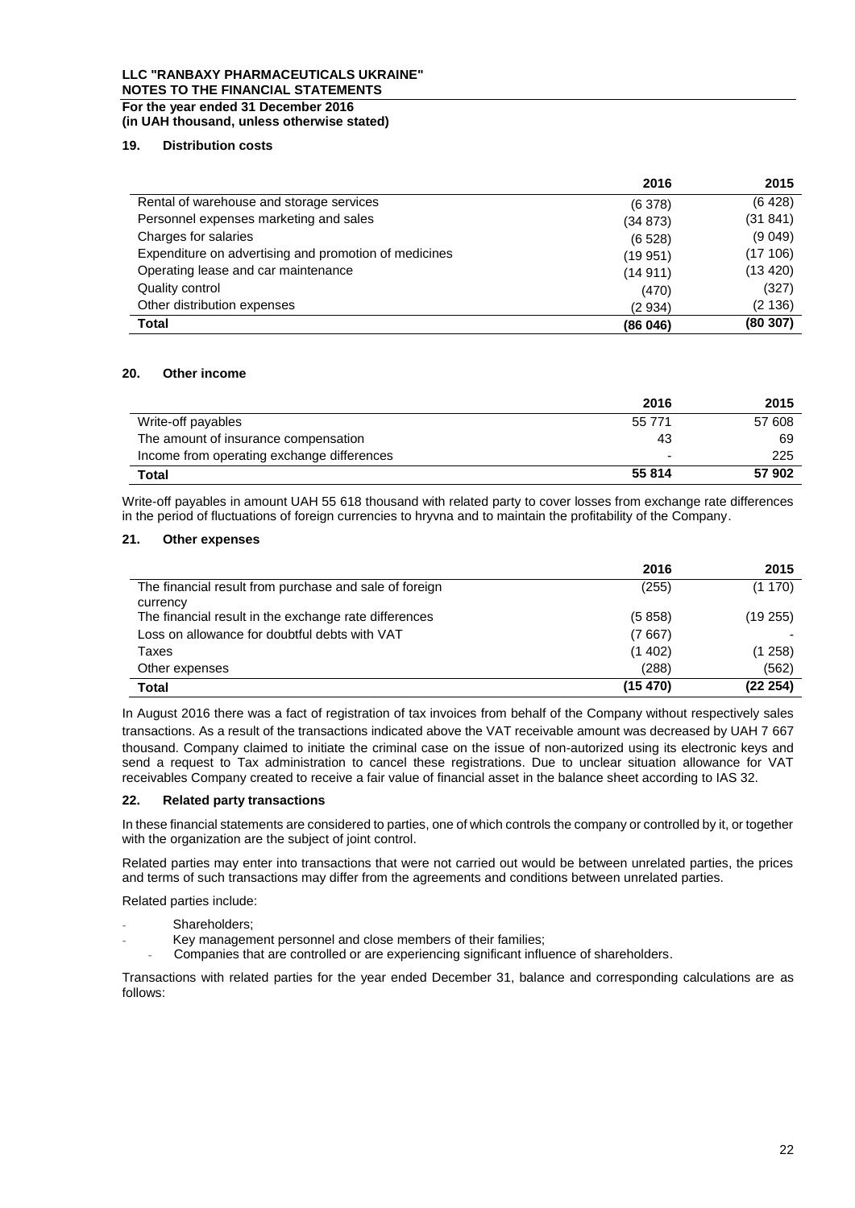## 19. Distribution costs

| | 2016 | 2015 |
|---|---|---|
| Rental of warehouse and storage services | (6 378) | (6 428) |
| Personnel expenses marketing and sales | (34 873) | (31 841) |
| Charges for salaries | (6 528) | (9 049) |
| Expenditure on advertising and promotion of medicines | (19 951) | (17 106) |
| Operating lease and car maintenance | (14 911) | (13 420) |
| Quality control | (470) | (327) |
| Other distribution expenses | (2 934) | (2 136) |
| **Total** | **(86 046)** | **(80 307)** |

## 20. Other income

| | 2016 | 2015 |
|---|---|---|
| Write-off payables | 55 771 | 57 608 |
| The amount of insurance compensation | 43 | 69 |
| Income from operating exchange differences | - | 225 |
| **Total** | **55 814** | **57 902** |

Write-off payables in amount UAH 55 618 thousand with related party to cover losses from exchange rate differences in the period of fluctuations of foreign currencies to hryvna and to maintain the profitability of the Company.

## 21. Other expenses

| | 2016 | 2015 |
|---|---|---|
| The financial result from purchase and sale of foreign currency | (255) | (1 170) |
| The financial result in the exchange rate differences | (5 858) | (19 255) |
| Loss on allowance for doubtful debts with VAT | (7 667) | - |
| Taxes | (1 402) | (1 258) |
| Other expenses | (288) | (562) |
| **Total** | **(15 470)** | **(22 254)** |

In August 2016 there was a fact of registration of tax invoices from behalf of the Company without respectively sales transactions. As a result of the transactions indicated above the VAT receivable amount was decreased by UAH 7 667 thousand. Company claimed to initiate the criminal case on the issue of non-autorized using its electronic keys and send a request to Tax administration to cancel these registrations. Due to unclear situation allowance for VAT receivables Company created to receive a fair value of financial asset in the balance sheet according to IAS 32.

## 22. Related party transactions

In these financial statements are considered to parties, one of which controls the company or controlled by it, or together with the organization are the subject of joint control.

Related parties may enter into transactions that were not carried out would be between unrelated parties, the prices and terms of such transactions may differ from the agreements and conditions between unrelated parties.

Related parties include:

- Shareholders;
- Key management personnel and close members of their families;
- Companies that are controlled or are experiencing significant influence of shareholders.

Transactions with related parties for the year ended December 31, balance and corresponding calculations are as follows: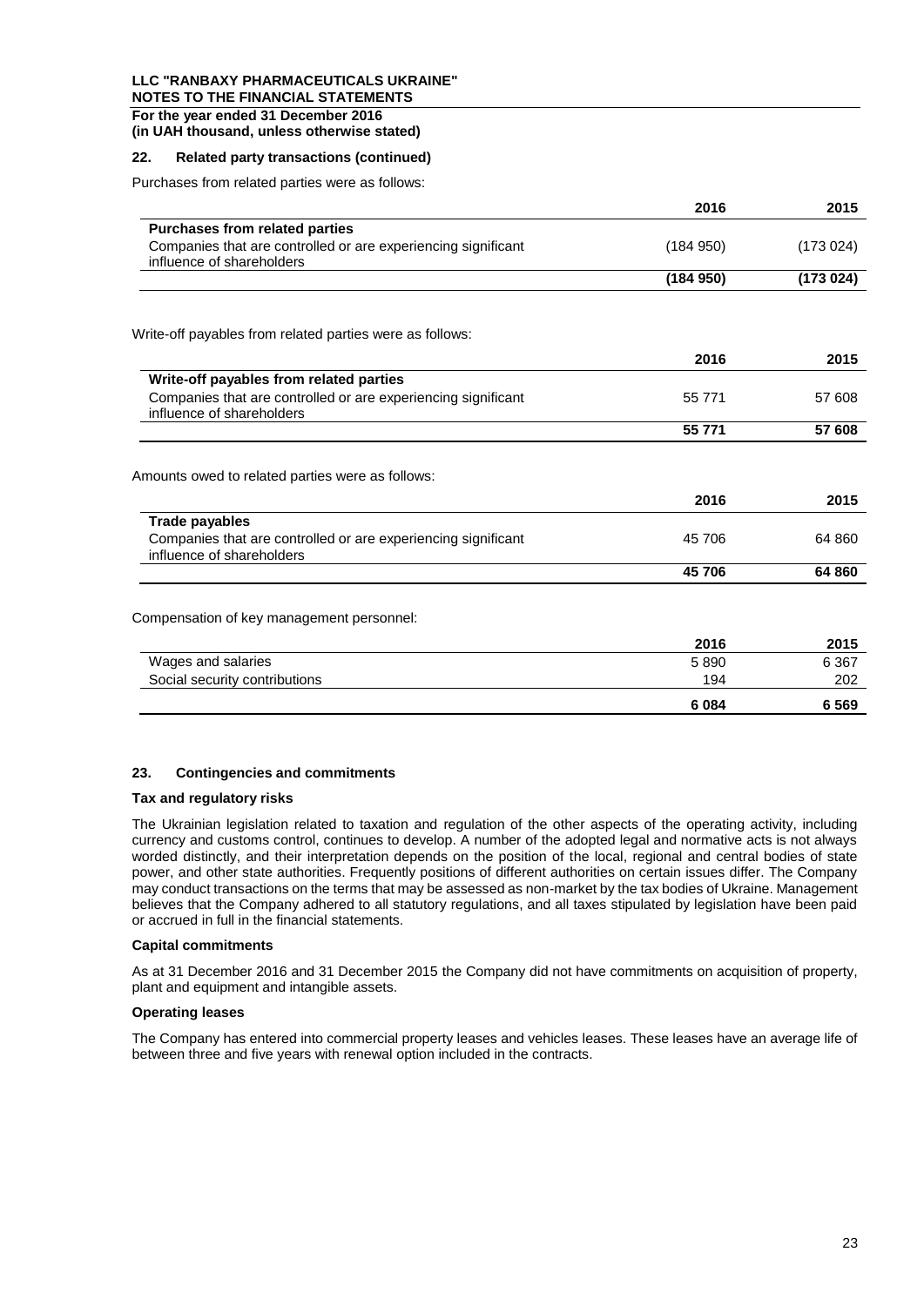**LLC "RANBAXY PHARMACEUTICALS UKRAINE"**
**NOTES TO THE FINANCIAL STATEMENTS**
**For the year ended 31 December 2016**
**(in UAH thousand, unless otherwise stated)**

## 22. Related party transactions (continued)

Purchases from related parties were as follows:

| | 2016 | 2015 |
|---|---|---|
| **Purchases from related parties** | | |
| Companies that are controlled or are experiencing significant influence of shareholders | (184 950) | (173 024) |
| | **(184 950)** | **(173 024)** |

Write-off payables from related parties were as follows:

| | 2016 | 2015 |
|---|---|---|
| **Write-off payables from related parties** | | |
| Companies that are controlled or are experiencing significant influence of shareholders | 55 771 | 57 608 |
| | **55 771** | **57 608** |

Amounts owed to related parties were as follows:

| | 2016 | 2015 |
|---|---|---|
| **Trade payables** | | |
| Companies that are controlled or are experiencing significant influence of shareholders | 45 706 | 64 860 |
| | **45 706** | **64 860** |

Compensation of key management personnel:

| | 2016 | 2015 |
|---|---|---|
| Wages and salaries | 5 890 | 6 367 |
| Social security contributions | 194 | 202 |
| | **6 084** | **6 569** |

## 23. Contingencies and commitments

### Tax and regulatory risks

The Ukrainian legislation related to taxation and regulation of the other aspects of the operating activity, including currency and customs control, continues to develop. A number of the adopted legal and normative acts is not always worded distinctly, and their interpretation depends on the position of the local, regional and central bodies of state power, and other state authorities. Frequently positions of different authorities on certain issues differ. The Company may conduct transactions on the terms that may be assessed as non-market by the tax bodies of Ukraine. Management believes that the Company adhered to all statutory regulations, and all taxes stipulated by legislation have been paid or accrued in full in the financial statements.

### Capital commitments

As at 31 December 2016 and 31 December 2015 the Company did not have commitments on acquisition of property, plant and equipment and intangible assets.

### Operating leases

The Company has entered into commercial property leases and vehicles leases. These leases have an average life of between three and five years with renewal option included in the contracts.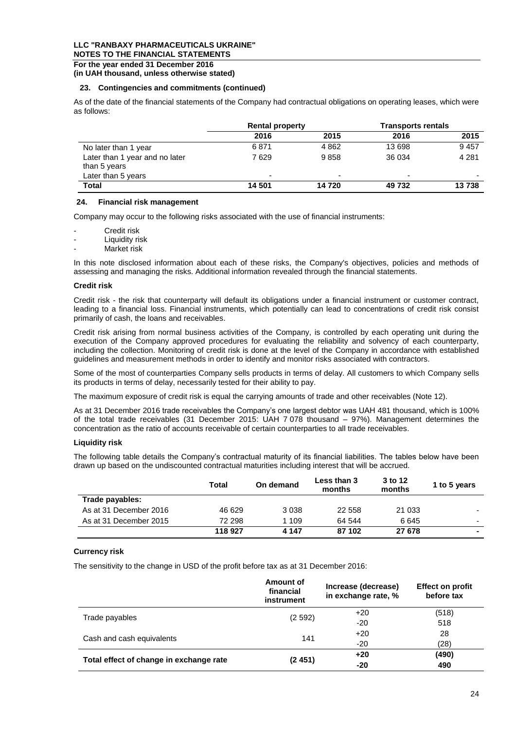### 23. Contingencies and commitments (continued)

As of the date of the financial statements of the Company had contractual obligations on operating leases, which were as follows:

| | Rental property | | Transports rentals | |
|---|---|---|---|---|
| | 2016 | 2015 | 2016 | 2015 |
| No later than 1 year | 6 871 | 4 862 | 13 698 | 9 457 |
| Later than 1 year and no later than 5 years | 7 629 | 9 858 | 36 034 | 4 281 |
| Later than 5 years | - | - | - | - |
| **Total** | **14 501** | **14 720** | **49 732** | **13 738** |

### 24. Financial risk management

Company may occur to the following risks associated with the use of financial instruments:

- Credit risk
- Liquidity risk
- Market risk

In this note disclosed information about each of these risks, the Company's objectives, policies and methods of assessing and managing the risks. Additional information revealed through the financial statements.

**Credit risk**

Credit risk - the risk that counterparty will default its obligations under a financial instrument or customer contract, leading to a financial loss. Financial instruments, which potentially can lead to concentrations of credit risk consist primarily of cash, the loans and receivables.

Credit risk arising from normal business activities of the Company, is controlled by each operating unit during the execution of the Company approved procedures for evaluating the reliability and solvency of each counterparty, including the collection. Monitoring of credit risk is done at the level of the Company in accordance with established guidelines and measurement methods in order to identify and monitor risks associated with contractors.

Some of the most of counterparties Company sells products in terms of delay. All customers to which Company sells its products in terms of delay, necessarily tested for their ability to pay.

The maximum exposure of credit risk is equal the carrying amounts of trade and other receivables (Note 12).

As at 31 December 2016 trade receivables the Company's one largest debtor was UAH 481 thousand, which is 100% of the total trade receivables (31 December 2015: UAH 7 078 thousand – 97%). Management determines the concentration as the ratio of accounts receivable of certain counterparties to all trade receivables.

**Liquidity risk**

The following table details the Company's contractual maturity of its financial liabilities. The tables below have been drawn up based on the undiscounted contractual maturities including interest that will be accrued.

| | Total | On demand | Less than 3 months | 3 to 12 months | 1 to 5 years |
|---|---|---|---|---|---|
| **Trade payables:** | | | | | |
| As at 31 December 2016 | 46 629 | 3 038 | 22 558 | 21 033 | - |
| As at 31 December 2015 | 72 298 | 1 109 | 64 544 | 6 645 | - |
| | **118 927** | **4 147** | **87 102** | **27 678** | **-** |

**Currency risk**

The sensitivity to the change in USD of the profit before tax as at 31 December 2016:

| | Amount of financial instrument | Increase (decrease) in exchange rate, % | Effect on profit before tax |
|---|---|---|---|
| Trade payables | (2 592) | +20 | (518) |
| | | -20 | 518 |
| Cash and cash equivalents | 141 | +20 | 28 |
| | | -20 | (28) |
| **Total effect of change in exchange rate** | **(2 451)** | **+20** | **(490)** |
| | | **-20** | **490** |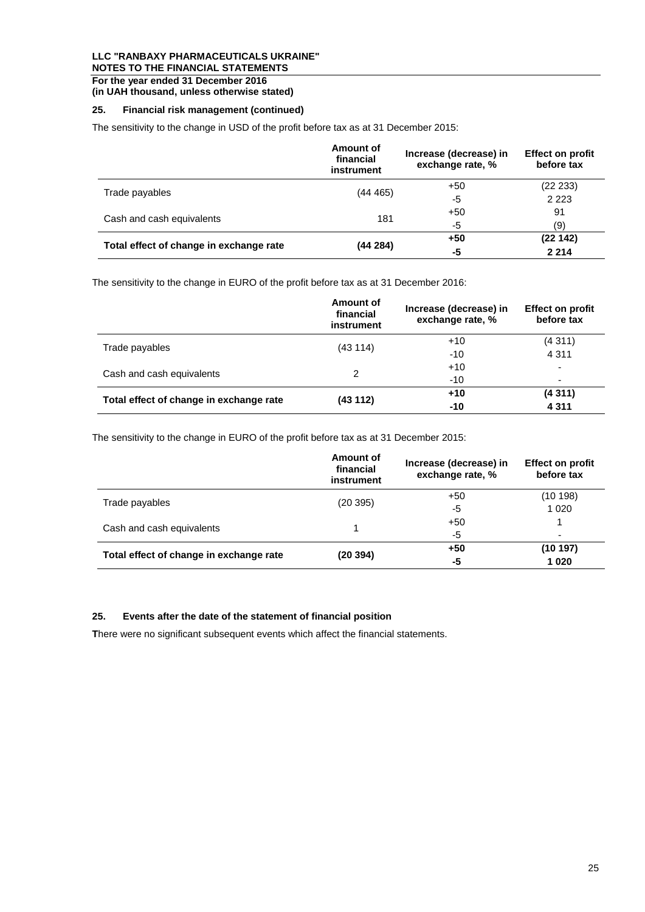## 25. Financial risk management (continued)

The sensitivity to the change in USD of the profit before tax as at 31 December 2015:

| | Amount of financial instrument | Increase (decrease) in exchange rate, % | Effect on profit before tax |
|---|---|---|---|
| Trade payables | (44 465) | +50 | (22 233) |
| | | -5 | 2 223 |
| Cash and cash equivalents | 181 | +50 | 91 |
| | | -5 | (9) |
| **Total effect of change in exchange rate** | **(44 284)** | **+50** | **(22 142)** |
| | | **-5** | **2 214** |

The sensitivity to the change in EURO of the profit before tax as at 31 December 2016:

| | Amount of financial instrument | Increase (decrease) in exchange rate, % | Effect on profit before tax |
|---|---|---|---|
| Trade payables | (43 114) | +10 | (4 311) |
| | | -10 | 4 311 |
| Cash and cash equivalents | 2 | +10 | - |
| | | -10 | - |
| **Total effect of change in exchange rate** | **(43 112)** | **+10** | **(4 311)** |
| | | **-10** | **4 311** |

The sensitivity to the change in EURO of the profit before tax as at 31 December 2015:

| | Amount of financial instrument | Increase (decrease) in exchange rate, % | Effect on profit before tax |
|---|---|---|---|
| Trade payables | (20 395) | +50 | (10 198) |
| | | -5 | 1 020 |
| Cash and cash equivalents | 1 | +50 | 1 |
| | | -5 | - |
| **Total effect of change in exchange rate** | **(20 394)** | **+50** | **(10 197)** |
| | | **-5** | **1 020** |

## 25. Events after the date of the statement of financial position

**T**here were no significant subsequent events which affect the financial statements.